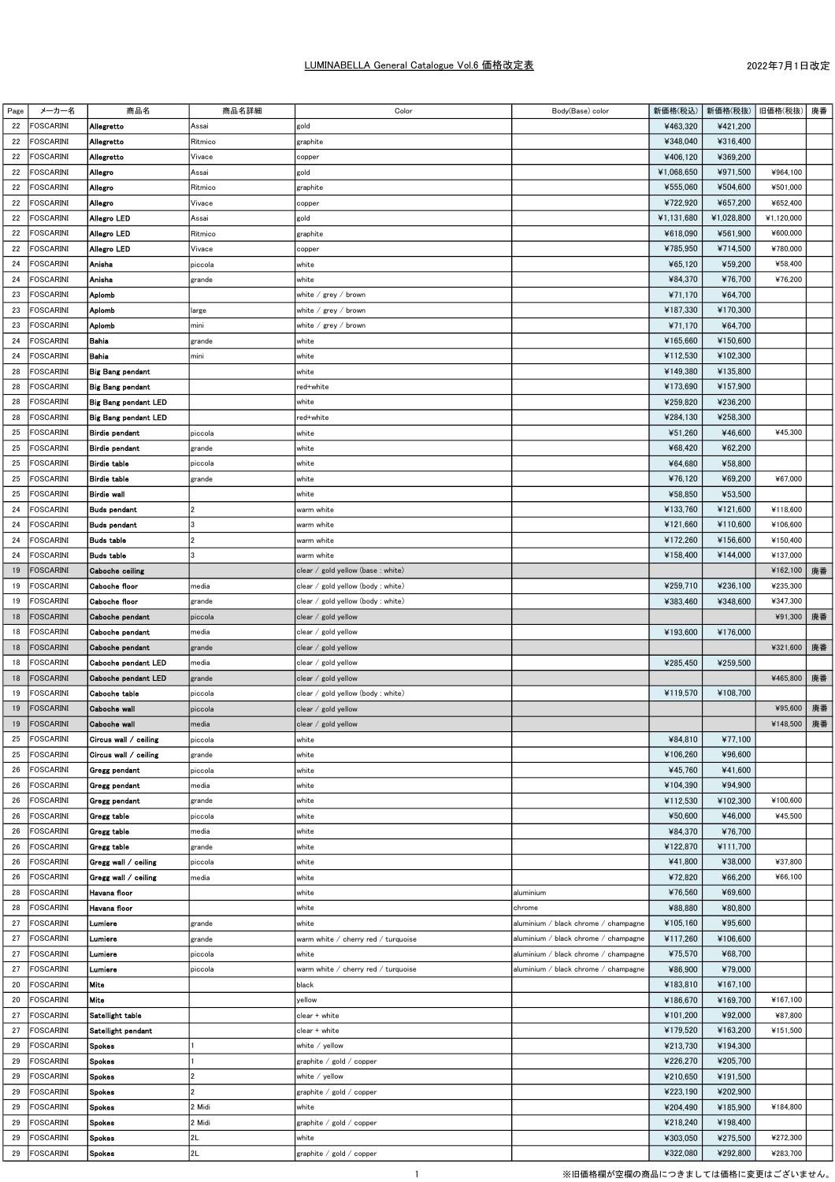# LUMINABELLA General Catalogue Vol.6 価格改定表

2022年7月1日改定

| Page | メーカー名 | 商品名 | 商品名詳細 | Color | Body(Base) color | 新価格(税込) | 新価格(税抜) | 旧価格(税抜) | 廃番 |
|---|---|---|---|---|---|---|---|---|---|
| 22 | FOSCARINI | **Allegretto** | Assai | gold | | ¥463,320 | ¥421,200 | | |
| 22 | FOSCARINI | **Allegretto** | Ritmico | graphite | | ¥348,040 | ¥316,400 | | |
| 22 | FOSCARINI | **Allegretto** | Vivace | copper | | ¥406,120 | ¥369,200 | | |
| 22 | FOSCARINI | **Allegro** | Assai | gold | | ¥1,068,650 | ¥971,500 | ¥964,100 | |
| 22 | FOSCARINI | **Allegro** | Ritmico | graphite | | ¥555,060 | ¥504,600 | ¥501,000 | |
| 22 | FOSCARINI | **Allegro** | Vivace | copper | | ¥722,920 | ¥657,200 | ¥652,400 | |
| 22 | FOSCARINI | **Allegro LED** | Assai | gold | | ¥1,131,680 | ¥1,028,800 | ¥1,120,000 | |
| 22 | FOSCARINI | **Allegro LED** | Ritmico | graphite | | ¥618,090 | ¥561,900 | ¥600,000 | |
| 22 | FOSCARINI | **Allegro LED** | Vivace | copper | | ¥785,950 | ¥714,500 | ¥780,000 | |
| 24 | FOSCARINI | **Anisha** | piccola | white | | ¥65,120 | ¥59,200 | ¥58,400 | |
| 24 | FOSCARINI | **Anisha** | grande | white | | ¥84,370 | ¥76,700 | ¥76,200 | |
| 23 | FOSCARINI | **Aplomb** | | white / grey / brown | | ¥71,170 | ¥64,700 | | |
| 23 | FOSCARINI | **Aplomb** | large | white / grey / brown | | ¥187,330 | ¥170,300 | | |
| 23 | FOSCARINI | **Aplomb** | mini | white / grey / brown | | ¥71,170 | ¥64,700 | | |
| 24 | FOSCARINI | **Bahia** | grande | white | | ¥165,660 | ¥150,600 | | |
| 24 | FOSCARINI | **Bahia** | mini | white | | ¥112,530 | ¥102,300 | | |
| 28 | FOSCARINI | **Big Bang pendant** | | white | | ¥149,380 | ¥135,800 | | |
| 28 | FOSCARINI | **Big Bang pendant** | | red+white | | ¥173,690 | ¥157,900 | | |
| 28 | FOSCARINI | **Big Bang pendant LED** | | white | | ¥259,820 | ¥236,200 | | |
| 28 | FOSCARINI | **Big Bang pendant LED** | | red+white | | ¥284,130 | ¥258,300 | | |
| 25 | FOSCARINI | **Birdie pendant** | piccola | white | | ¥51,260 | ¥46,600 | ¥45,300 | |
| 25 | FOSCARINI | **Birdie pendant** | grande | white | | ¥68,420 | ¥62,200 | | |
| 25 | FOSCARINI | **Birdie table** | piccola | white | | ¥64,680 | ¥58,800 | | |
| 25 | FOSCARINI | **Birdie table** | grande | white | | ¥76,120 | ¥69,200 | ¥67,000 | |
| 25 | FOSCARINI | **Birdie wall** | | white | | ¥58,850 | ¥53,500 | | |
| 24 | FOSCARINI | **Buds pendant** | 2 | warm white | | ¥133,760 | ¥121,600 | ¥118,600 | |
| 24 | FOSCARINI | **Buds pendant** | 3 | warm white | | ¥121,660 | ¥110,600 | ¥106,600 | |
| 24 | FOSCARINI | **Buds table** | 2 | warm white | | ¥172,260 | ¥156,600 | ¥150,400 | |
| 24 | FOSCARINI | **Buds table** | 3 | warm white | | ¥158,400 | ¥144,000 | ¥137,000 | |
| 19 | FOSCARINI | **Caboche ceiling** | | clear / gold yellow (base : white) | | | | ¥162,100 | 廃番 |
| 19 | FOSCARINI | **Caboche floor** | media | clear / gold yellow (body : white) | | ¥259,710 | ¥236,100 | ¥235,300 | |
| 19 | FOSCARINI | **Caboche floor** | grande | clear / gold yellow (body : white) | | ¥383,460 | ¥348,600 | ¥347,300 | |
| 18 | FOSCARINI | **Caboche pendant** | piccola | clear / gold yellow | | | | ¥91,300 | 廃番 |
| 18 | FOSCARINI | **Caboche pendant** | media | clear / gold yellow | | ¥193,600 | ¥176,000 | | |
| 18 | FOSCARINI | **Caboche pendant** | grande | clear / gold yellow | | | | ¥321,600 | 廃番 |
| 18 | FOSCARINI | **Caboche pendant LED** | media | clear / gold yellow | | ¥285,450 | ¥259,500 | | |
| 18 | FOSCARINI | **Caboche pendant LED** | grande | clear / gold yellow | | | | ¥465,800 | 廃番 |
| 19 | FOSCARINI | **Caboche table** | piccola | clear / gold yellow (body : white) | | ¥119,570 | ¥108,700 | | |
| 19 | FOSCARINI | **Caboche wall** | piccola | clear / gold yellow | | | | ¥95,600 | 廃番 |
| 19 | FOSCARINI | **Caboche wall** | media | clear / gold yellow | | | | ¥148,500 | 廃番 |
| 25 | FOSCARINI | **Circus wall / ceiling** | piccola | white | | ¥84,810 | ¥77,100 | | |
| 25 | FOSCARINI | **Circus wall / ceiling** | grande | white | | ¥106,260 | ¥96,600 | | |
| 26 | FOSCARINI | **Gregg pendant** | piccola | white | | ¥45,760 | ¥41,600 | | |
| 26 | FOSCARINI | **Gregg pendant** | media | white | | ¥104,390 | ¥94,900 | | |
| 26 | FOSCARINI | **Gregg pendant** | grande | white | | ¥112,530 | ¥102,300 | ¥100,600 | |
| 26 | FOSCARINI | **Gregg table** | piccola | white | | ¥50,600 | ¥46,000 | ¥45,500 | |
| 26 | FOSCARINI | **Gregg table** | media | white | | ¥84,370 | ¥76,700 | | |
| 26 | FOSCARINI | **Gregg table** | grande | white | | ¥122,870 | ¥111,700 | | |
| 26 | FOSCARINI | **Gregg wall / ceiling** | piccola | white | | ¥41,800 | ¥38,000 | ¥37,800 | |
| 26 | FOSCARINI | **Gregg wall / ceiling** | media | white | | ¥72,820 | ¥66,200 | ¥66,100 | |
| 28 | FOSCARINI | **Havana floor** | | white | aluminium | ¥76,560 | ¥69,600 | | |
| 28 | FOSCARINI | **Havana floor** | | white | chrome | ¥88,880 | ¥80,800 | | |
| 27 | FOSCARINI | **Lumiere** | grande | white | aluminium / black chrome / champagne | ¥105,160 | ¥95,600 | | |
| 27 | FOSCARINI | **Lumiere** | grande | warm white / cherry red / turquoise | aluminium / black chrome / champagne | ¥117,260 | ¥106,600 | | |
| 27 | FOSCARINI | **Lumiere** | piccola | white | aluminium / black chrome / champagne | ¥75,570 | ¥68,700 | | |
| 27 | FOSCARINI | **Lumiere** | piccola | warm white / cherry red / turquoise | aluminium / black chrome / champagne | ¥86,900 | ¥79,000 | | |
| 20 | FOSCARINI | **Mite** | | black | | ¥183,810 | ¥167,100 | | |
| 20 | FOSCARINI | **Mite** | | yellow | | ¥186,670 | ¥169,700 | ¥167,100 | |
| 27 | FOSCARINI | **Satellight table** | | clear + white | | ¥101,200 | ¥92,000 | ¥87,800 | |
| 27 | FOSCARINI | **Satellight pendant** | | clear + white | | ¥179,520 | ¥163,200 | ¥151,500 | |
| 29 | FOSCARINI | **Spokes** | 1 | white / yellow | | ¥213,730 | ¥194,300 | | |
| 29 | FOSCARINI | **Spokes** | 1 | graphite / gold / copper | | ¥226,270 | ¥205,700 | | |
| 29 | FOSCARINI | **Spokes** | 2 | white / yellow | | ¥210,650 | ¥191,500 | | |
| 29 | FOSCARINI | **Spokes** | 2 | graphite / gold / copper | | ¥223,190 | ¥202,900 | | |
| 29 | FOSCARINI | **Spokes** | 2 Midi | white | | ¥204,490 | ¥185,900 | ¥184,800 | |
| 29 | FOSCARINI | **Spokes** | 2 Midi | graphite / gold / copper | | ¥218,240 | ¥198,400 | | |
| 29 | FOSCARINI | **Spokes** | 2L | white | | ¥303,050 | ¥275,500 | ¥272,300 | |
| 29 | FOSCARINI | **Spokes** | 2L | graphite / gold / copper | | ¥322,080 | ¥292,800 | ¥283,700 | |

※旧価格欄が空欄の商品につきましては価格に変更はございません。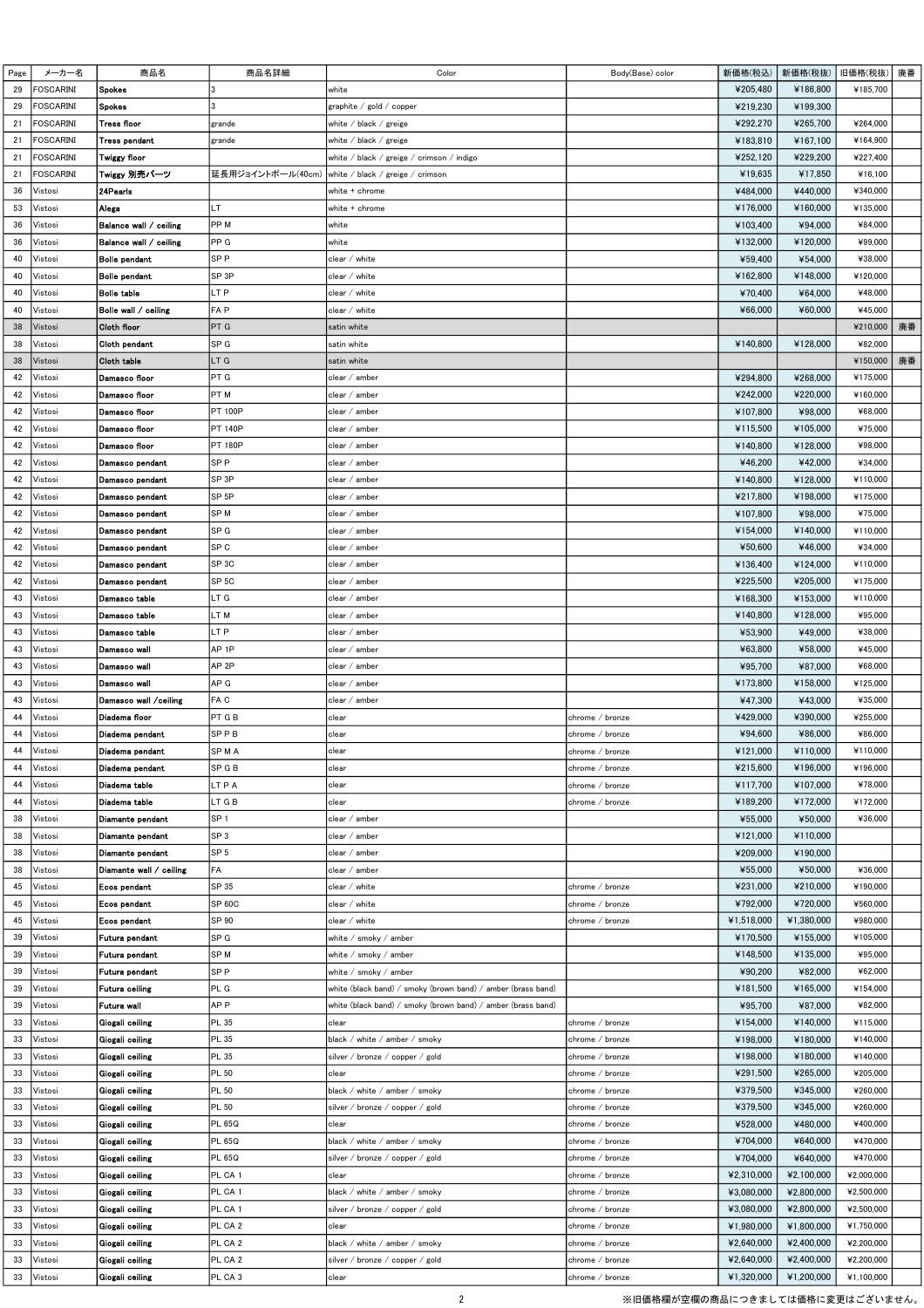| Page | メーカー名 | 商品名 | 商品名詳細 | Color | Body(Base) color | 新価格(税込) | 新価格(税抜) | 旧価格(税抜) | 廃番 |
|---|---|---|---|---|---|---|---|---|---|
| 29 | FOSCARINI | **Spokes** | 3 | white | | ¥205,480 | ¥186,800 | ¥185,700 | |
| 29 | FOSCARINI | **Spokes** | 3 | graphite / gold / copper | | ¥219,230 | ¥199,300 | | |
| 21 | FOSCARINI | **Tress floor** | grande | white / black / greige | | ¥292,270 | ¥265,700 | ¥264,000 | |
| 21 | FOSCARINI | **Tress pendant** | grande | white / black / greige | | ¥183,810 | ¥167,100 | ¥164,900 | |
| 21 | FOSCARINI | **Twiggy floor** | | white / black / greige / crimson / indigo | | ¥252,120 | ¥229,200 | ¥227,400 | |
| 21 | FOSCARINI | **Twiggy 別売パーツ** | 延長用ジョイントポール(40cm) | white / black / greige / crimson | | ¥19,635 | ¥17,850 | ¥16,100 | |
| 36 | Vistosi | **24Pearls** | | white + chrome | | ¥484,000 | ¥440,000 | ¥340,000 | |
| 53 | Vistosi | **Alega** | LT | white + chrome | | ¥176,000 | ¥160,000 | ¥135,000 | |
| 36 | Vistosi | **Balance wall / ceiling** | PP M | white | | ¥103,400 | ¥94,000 | ¥84,000 | |
| 36 | Vistosi | **Balance wall / ceiling** | PP G | white | | ¥132,000 | ¥120,000 | ¥99,000 | |
| 40 | Vistosi | **Bolle pendant** | SP P | clear / white | | ¥59,400 | ¥54,000 | ¥38,000 | |
| 40 | Vistosi | **Bolle pendant** | SP 3P | clear / white | | ¥162,800 | ¥148,000 | ¥120,000 | |
| 40 | Vistosi | **Bolle table** | LT P | clear / white | | ¥70,400 | ¥64,000 | ¥48,000 | |
| 40 | Vistosi | **Bolle wall / ceiling** | FA P | clear / white | | ¥66,000 | ¥60,000 | ¥45,000 | |
| 38 | Vistosi | **Cloth floor** | PT G | satin white | | | | ¥210,000 | 廃番 |
| 38 | Vistosi | **Cloth pendant** | SP G | satin white | | ¥140,800 | ¥128,000 | ¥82,000 | |
| 38 | Vistosi | **Cloth table** | LT G | satin white | | | | ¥150,000 | 廃番 |
| 42 | Vistosi | **Damasco floor** | PT G | clear / amber | | ¥294,800 | ¥268,000 | ¥175,000 | |
| 42 | Vistosi | **Damasco floor** | PT M | clear / amber | | ¥242,000 | ¥220,000 | ¥160,000 | |
| 42 | Vistosi | **Damasco floor** | PT 100P | clear / amber | | ¥107,800 | ¥98,000 | ¥68,000 | |
| 42 | Vistosi | **Damasco floor** | PT 140P | clear / amber | | ¥115,500 | ¥105,000 | ¥75,000 | |
| 42 | Vistosi | **Damasco floor** | PT 180P | clear / amber | | ¥140,800 | ¥128,000 | ¥98,000 | |
| 42 | Vistosi | **Damasco pendant** | SP P | clear / amber | | ¥46,200 | ¥42,000 | ¥34,000 | |
| 42 | Vistosi | **Damasco pendant** | SP 3P | clear / amber | | ¥140,800 | ¥128,000 | ¥110,000 | |
| 42 | Vistosi | **Damasco pendant** | SP 5P | clear / amber | | ¥217,800 | ¥198,000 | ¥175,000 | |
| 42 | Vistosi | **Damasco pendant** | SP M | clear / amber | | ¥107,800 | ¥98,000 | ¥75,000 | |
| 42 | Vistosi | **Damasco pendant** | SP G | clear / amber | | ¥154,000 | ¥140,000 | ¥110,000 | |
| 42 | Vistosi | **Damasco pendant** | SP C | clear / amber | | ¥50,600 | ¥46,000 | ¥34,000 | |
| 42 | Vistosi | **Damasco pendant** | SP 3C | clear / amber | | ¥136,400 | ¥124,000 | ¥110,000 | |
| 42 | Vistosi | **Damasco pendant** | SP 5C | clear / amber | | ¥225,500 | ¥205,000 | ¥175,000 | |
| 43 | Vistosi | **Damasco table** | LT G | clear / amber | | ¥168,300 | ¥153,000 | ¥110,000 | |
| 43 | Vistosi | **Damasco table** | LT M | clear / amber | | ¥140,800 | ¥128,000 | ¥95,000 | |
| 43 | Vistosi | **Damasco table** | LT P | clear / amber | | ¥53,900 | ¥49,000 | ¥38,000 | |
| 43 | Vistosi | **Damasco wall** | AP 1P | clear / amber | | ¥63,800 | ¥58,000 | ¥45,000 | |
| 43 | Vistosi | **Damasco wall** | AP 2P | clear / amber | | ¥95,700 | ¥87,000 | ¥68,000 | |
| 43 | Vistosi | **Damasco wall** | AP G | clear / amber | | ¥173,800 | ¥158,000 | ¥125,000 | |
| 43 | Vistosi | **Damasco wall /ceiling** | FA C | clear / amber | | ¥47,300 | ¥43,000 | ¥35,000 | |
| 44 | Vistosi | **Diadema floor** | PT G B | clear | chrome / bronze | ¥429,000 | ¥390,000 | ¥255,000 | |
| 44 | Vistosi | **Diadema pendant** | SP P B | clear | chrome / bronze | ¥94,600 | ¥86,000 | ¥86,000 | |
| 44 | Vistosi | **Diadema pendant** | SP M A | clear | chrome / bronze | ¥121,000 | ¥110,000 | ¥110,000 | |
| 44 | Vistosi | **Diadema pendant** | SP G B | clear | chrome / bronze | ¥215,600 | ¥196,000 | ¥196,000 | |
| 44 | Vistosi | **Diadema table** | LT P A | clear | chrome / bronze | ¥117,700 | ¥107,000 | ¥78,000 | |
| 44 | Vistosi | **Diadema table** | LT G B | clear | chrome / bronze | ¥189,200 | ¥172,000 | ¥172,000 | |
| 38 | Vistosi | **Diamante pendant** | SP 1 | clear / amber | | ¥55,000 | ¥50,000 | ¥36,000 | |
| 38 | Vistosi | **Diamante pendant** | SP 3 | clear / amber | | ¥121,000 | ¥110,000 | | |
| 38 | Vistosi | **Diamante pendant** | SP 5 | clear / amber | | ¥209,000 | ¥190,000 | | |
| 38 | Vistosi | **Diamante wall / ceiling** | FA | clear / amber | | ¥55,000 | ¥50,000 | ¥36,000 | |
| 45 | Vistosi | **Ecos pendant** | SP 35 | clear / white | chrome / bronze | ¥231,000 | ¥210,000 | ¥190,000 | |
| 45 | Vistosi | **Ecos pendant** | SP 60C | clear / white | chrome / bronze | ¥792,000 | ¥720,000 | ¥560,000 | |
| 45 | Vistosi | **Ecos pendant** | SP 90 | clear / white | chrome / bronze | ¥1,518,000 | ¥1,380,000 | ¥980,000 | |
| 39 | Vistosi | **Futura pendant** | SP G | white / smoky / amber | | ¥170,500 | ¥155,000 | ¥105,000 | |
| 39 | Vistosi | **Futura pendant** | SP M | white / smoky / amber | | ¥148,500 | ¥135,000 | ¥95,000 | |
| 39 | Vistosi | **Futura pendant** | SP P | white / smoky / amber | | ¥90,200 | ¥82,000 | ¥62,000 | |
| 39 | Vistosi | **Futura ceiling** | PL G | white (black band) / smoky (brown band) / amber (brass band) | | ¥181,500 | ¥165,000 | ¥154,000 | |
| 39 | Vistosi | **Futura wall** | AP P | white (black band) / smoky (brown band) / amber (brass band) | | ¥95,700 | ¥87,000 | ¥82,000 | |
| 33 | Vistosi | **Giogali ceiling** | PL 35 | clear | chrome / bronze | ¥154,000 | ¥140,000 | ¥115,000 | |
| 33 | Vistosi | **Giogali ceiling** | PL 35 | black / white / amber / smoky | chrome / bronze | ¥198,000 | ¥180,000 | ¥140,000 | |
| 33 | Vistosi | **Giogali ceiling** | PL 35 | silver / bronze / copper / gold | chrome / bronze | ¥198,000 | ¥180,000 | ¥140,000 | |
| 33 | Vistosi | **Giogali ceiling** | PL 50 | clear | chrome / bronze | ¥291,500 | ¥265,000 | ¥205,000 | |
| 33 | Vistosi | **Giogali ceiling** | PL 50 | black / white / amber / smoky | chrome / bronze | ¥379,500 | ¥345,000 | ¥260,000 | |
| 33 | Vistosi | **Giogali ceiling** | PL 50 | silver / bronze / copper / gold | chrome / bronze | ¥379,500 | ¥345,000 | ¥260,000 | |
| 33 | Vistosi | **Giogali ceiling** | PL 65Q | clear | chrome / bronze | ¥528,000 | ¥480,000 | ¥400,000 | |
| 33 | Vistosi | **Giogali ceiling** | PL 65Q | black / white / amber / smoky | chrome / bronze | ¥704,000 | ¥640,000 | ¥470,000 | |
| 33 | Vistosi | **Giogali ceiling** | PL 65Q | silver / bronze / copper / gold | chrome / bronze | ¥704,000 | ¥640,000 | ¥470,000 | |
| 33 | Vistosi | **Giogali ceiling** | PL CA 1 | clear | chrome / bronze | ¥2,310,000 | ¥2,100,000 | ¥2,000,000 | |
| 33 | Vistosi | **Giogali ceiling** | PL CA 1 | black / white / amber / smoky | chrome / bronze | ¥3,080,000 | ¥2,800,000 | ¥2,500,000 | |
| 33 | Vistosi | **Giogali ceiling** | PL CA 1 | silver / bronze / copper / gold | chrome / bronze | ¥3,080,000 | ¥2,800,000 | ¥2,500,000 | |
| 33 | Vistosi | **Giogali ceiling** | PL CA 2 | clear | chrome / bronze | ¥1,980,000 | ¥1,800,000 | ¥1,750,000 | |
| 33 | Vistosi | **Giogali ceiling** | PL CA 2 | black / white / amber / smoky | chrome / bronze | ¥2,640,000 | ¥2,400,000 | ¥2,200,000 | |
| 33 | Vistosi | **Giogali ceiling** | PL CA 2 | silver / bronze / copper / gold | chrome / bronze | ¥2,640,000 | ¥2,400,000 | ¥2,200,000 | |
| 33 | Vistosi | **Giogali ceiling** | PL CA 3 | clear | chrome / bronze | ¥1,320,000 | ¥1,200,000 | ¥1,100,000 | |

※旧価格欄が空欄の商品につきましては価格に変更はございません。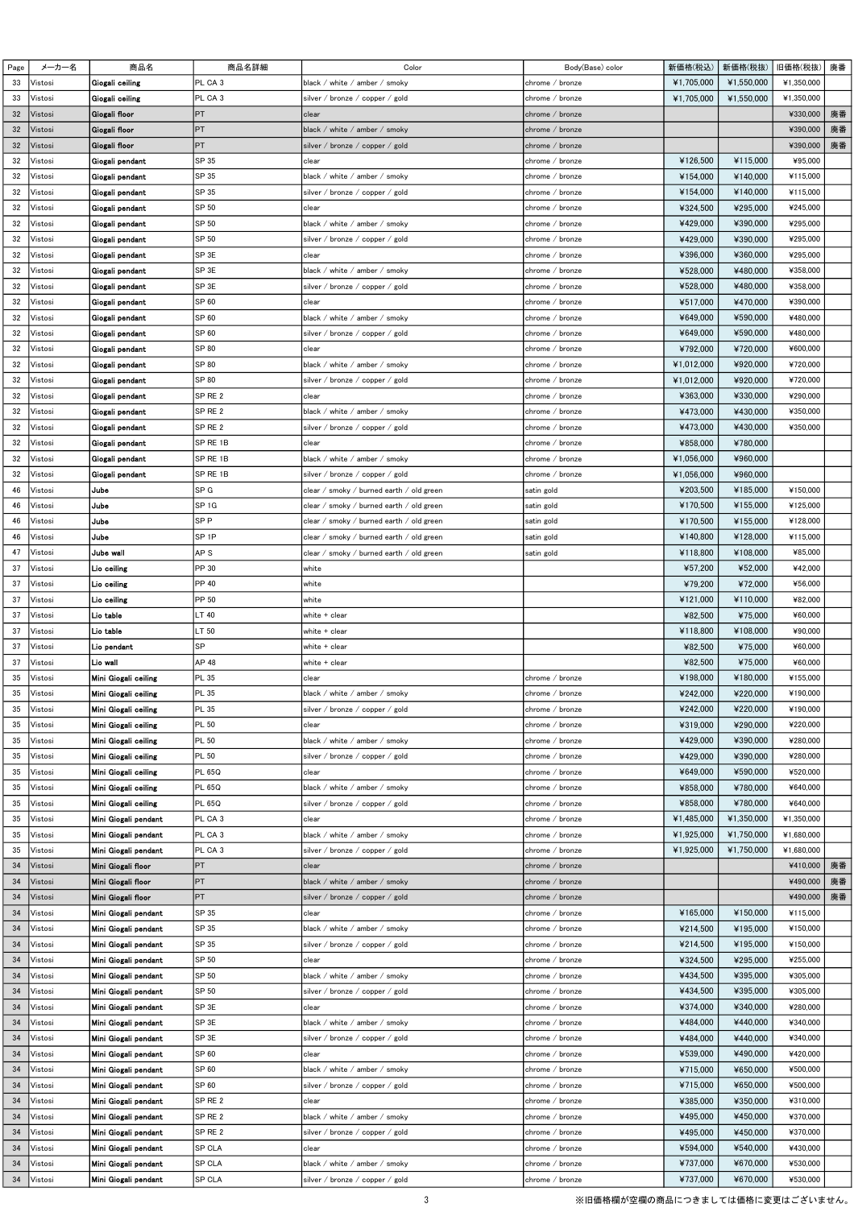| Page | メーカー名 | 商品名 | 商品名詳細 | Color | Body(Base) color | 新価格(税込) | 新価格(税抜) | 旧価格(税抜) | 廃番 |
|---|---|---|---|---|---|---|---|---|---|
| 33 | Vistosi | Giogali ceiling | PL CA 3 | black / white / amber / smoky | chrome / bronze | ¥1,705,000 | ¥1,550,000 | ¥1,350,000 | |
| 33 | Vistosi | Giogali ceiling | PL CA 3 | silver / bronze / copper / gold | chrome / bronze | ¥1,705,000 | ¥1,550,000 | ¥1,350,000 | |
| 32 | Vistosi | Giogali floor | PT | clear | chrome / bronze | | | ¥330,000 | 廃番 |
| 32 | Vistosi | Giogali floor | PT | black / white / amber / smoky | chrome / bronze | | | ¥390,000 | 廃番 |
| 32 | Vistosi | Giogali floor | PT | silver / bronze / copper / gold | chrome / bronze | | | ¥390,000 | 廃番 |
| 32 | Vistosi | Giogali pendant | SP 35 | clear | chrome / bronze | ¥126,500 | ¥115,000 | ¥95,000 | |
| 32 | Vistosi | Giogali pendant | SP 35 | black / white / amber / smoky | chrome / bronze | ¥154,000 | ¥140,000 | ¥115,000 | |
| 32 | Vistosi | Giogali pendant | SP 35 | silver / bronze / copper / gold | chrome / bronze | ¥154,000 | ¥140,000 | ¥115,000 | |
| 32 | Vistosi | Giogali pendant | SP 50 | clear | chrome / bronze | ¥324,500 | ¥295,000 | ¥245,000 | |
| 32 | Vistosi | Giogali pendant | SP 50 | black / white / amber / smoky | chrome / bronze | ¥429,000 | ¥390,000 | ¥295,000 | |
| 32 | Vistosi | Giogali pendant | SP 50 | silver / bronze / copper / gold | chrome / bronze | ¥429,000 | ¥390,000 | ¥295,000 | |
| 32 | Vistosi | Giogali pendant | SP 3E | clear | chrome / bronze | ¥396,000 | ¥360,000 | ¥295,000 | |
| 32 | Vistosi | Giogali pendant | SP 3E | black / white / amber / smoky | chrome / bronze | ¥528,000 | ¥480,000 | ¥358,000 | |
| 32 | Vistosi | Giogali pendant | SP 3E | silver / bronze / copper / gold | chrome / bronze | ¥528,000 | ¥480,000 | ¥358,000 | |
| 32 | Vistosi | Giogali pendant | SP 60 | clear | chrome / bronze | ¥517,000 | ¥470,000 | ¥390,000 | |
| 32 | Vistosi | Giogali pendant | SP 60 | black / white / amber / smoky | chrome / bronze | ¥649,000 | ¥590,000 | ¥480,000 | |
| 32 | Vistosi | Giogali pendant | SP 60 | silver / bronze / copper / gold | chrome / bronze | ¥649,000 | ¥590,000 | ¥480,000 | |
| 32 | Vistosi | Giogali pendant | SP 80 | clear | chrome / bronze | ¥792,000 | ¥720,000 | ¥600,000 | |
| 32 | Vistosi | Giogali pendant | SP 80 | black / white / amber / smoky | chrome / bronze | ¥1,012,000 | ¥920,000 | ¥720,000 | |
| 32 | Vistosi | Giogali pendant | SP 80 | silver / bronze / copper / gold | chrome / bronze | ¥1,012,000 | ¥920,000 | ¥720,000 | |
| 32 | Vistosi | Giogali pendant | SP RE 2 | clear | chrome / bronze | ¥363,000 | ¥330,000 | ¥290,000 | |
| 32 | Vistosi | Giogali pendant | SP RE 2 | black / white / amber / smoky | chrome / bronze | ¥473,000 | ¥430,000 | ¥350,000 | |
| 32 | Vistosi | Giogali pendant | SP RE 2 | silver / bronze / copper / gold | chrome / bronze | ¥473,000 | ¥430,000 | ¥350,000 | |
| 32 | Vistosi | Giogali pendant | SP RE 1B | clear | chrome / bronze | ¥858,000 | ¥780,000 | | |
| 32 | Vistosi | Giogali pendant | SP RE 1B | black / white / amber / smoky | chrome / bronze | ¥1,056,000 | ¥960,000 | | |
| 32 | Vistosi | Giogali pendant | SP RE 1B | silver / bronze / copper / gold | chrome / bronze | ¥1,056,000 | ¥960,000 | | |
| 46 | Vistosi | Jube | SP G | clear / smoky / burned earth / old green | satin gold | ¥203,500 | ¥185,000 | ¥150,000 | |
| 46 | Vistosi | Jube | SP 1G | clear / smoky / burned earth / old green | satin gold | ¥170,500 | ¥155,000 | ¥125,000 | |
| 46 | Vistosi | Jube | SP P | clear / smoky / burned earth / old green | satin gold | ¥170,500 | ¥155,000 | ¥128,000 | |
| 46 | Vistosi | Jube | SP 1P | clear / smoky / burned earth / old green | satin gold | ¥140,800 | ¥128,000 | ¥115,000 | |
| 47 | Vistosi | Jube wall | AP S | clear / smoky / burned earth / old green | satin gold | ¥118,800 | ¥108,000 | ¥85,000 | |
| 37 | Vistosi | Lio ceiling | PP 30 | white | | ¥57,200 | ¥52,000 | ¥42,000 | |
| 37 | Vistosi | Lio ceiling | PP 40 | white | | ¥79,200 | ¥72,000 | ¥56,000 | |
| 37 | Vistosi | Lio ceiling | PP 50 | white | | ¥121,000 | ¥110,000 | ¥82,000 | |
| 37 | Vistosi | Lio table | LT 40 | white + clear | | ¥82,500 | ¥75,000 | ¥60,000 | |
| 37 | Vistosi | Lio table | LT 50 | white + clear | | ¥118,800 | ¥108,000 | ¥90,000 | |
| 37 | Vistosi | Lio pendant | SP | white + clear | | ¥82,500 | ¥75,000 | ¥60,000 | |
| 37 | Vistosi | Lio wall | AP 48 | white + clear | | ¥82,500 | ¥75,000 | ¥60,000 | |
| 35 | Vistosi | Mini Giogali ceiling | PL 35 | clear | chrome / bronze | ¥198,000 | ¥180,000 | ¥155,000 | |
| 35 | Vistosi | Mini Giogali ceiling | PL 35 | black / white / amber / smoky | chrome / bronze | ¥242,000 | ¥220,000 | ¥190,000 | |
| 35 | Vistosi | Mini Giogali ceiling | PL 35 | silver / bronze / copper / gold | chrome / bronze | ¥242,000 | ¥220,000 | ¥190,000 | |
| 35 | Vistosi | Mini Giogali ceiling | PL 50 | clear | chrome / bronze | ¥319,000 | ¥290,000 | ¥220,000 | |
| 35 | Vistosi | Mini Giogali ceiling | PL 50 | black / white / amber / smoky | chrome / bronze | ¥429,000 | ¥390,000 | ¥280,000 | |
| 35 | Vistosi | Mini Giogali ceiling | PL 50 | silver / bronze / copper / gold | chrome / bronze | ¥429,000 | ¥390,000 | ¥280,000 | |
| 35 | Vistosi | Mini Giogali ceiling | PL 65Q | clear | chrome / bronze | ¥649,000 | ¥590,000 | ¥520,000 | |
| 35 | Vistosi | Mini Giogali ceiling | PL 65Q | black / white / amber / smoky | chrome / bronze | ¥858,000 | ¥780,000 | ¥640,000 | |
| 35 | Vistosi | Mini Giogali ceiling | PL 65Q | silver / bronze / copper / gold | chrome / bronze | ¥858,000 | ¥780,000 | ¥640,000 | |
| 35 | Vistosi | Mini Giogali pendant | PL CA 3 | clear | chrome / bronze | ¥1,485,000 | ¥1,350,000 | ¥1,350,000 | |
| 35 | Vistosi | Mini Giogali pendant | PL CA 3 | black / white / amber / smoky | chrome / bronze | ¥1,925,000 | ¥1,750,000 | ¥1,680,000 | |
| 35 | Vistosi | Mini Giogali pendant | PL CA 3 | silver / bronze / copper / gold | chrome / bronze | ¥1,925,000 | ¥1,750,000 | ¥1,680,000 | |
| 34 | Vistosi | Mini Giogali floor | PT | clear | chrome / bronze | | | ¥410,000 | 廃番 |
| 34 | Vistosi | Mini Giogali floor | PT | black / white / amber / smoky | chrome / bronze | | | ¥490,000 | 廃番 |
| 34 | Vistosi | Mini Giogali floor | PT | silver / bronze / copper / gold | chrome / bronze | | | ¥490,000 | 廃番 |
| 34 | Vistosi | Mini Giogali pendant | SP 35 | clear | chrome / bronze | ¥165,000 | ¥150,000 | ¥115,000 | |
| 34 | Vistosi | Mini Giogali pendant | SP 35 | black / white / amber / smoky | chrome / bronze | ¥214,500 | ¥195,000 | ¥150,000 | |
| 34 | Vistosi | Mini Giogali pendant | SP 35 | silver / bronze / copper / gold | chrome / bronze | ¥214,500 | ¥195,000 | ¥150,000 | |
| 34 | Vistosi | Mini Giogali pendant | SP 50 | clear | chrome / bronze | ¥324,500 | ¥295,000 | ¥255,000 | |
| 34 | Vistosi | Mini Giogali pendant | SP 50 | black / white / amber / smoky | chrome / bronze | ¥434,500 | ¥395,000 | ¥305,000 | |
| 34 | Vistosi | Mini Giogali pendant | SP 50 | silver / bronze / copper / gold | chrome / bronze | ¥434,500 | ¥395,000 | ¥305,000 | |
| 34 | Vistosi | Mini Giogali pendant | SP 3E | clear | chrome / bronze | ¥374,000 | ¥340,000 | ¥280,000 | |
| 34 | Vistosi | Mini Giogali pendant | SP 3E | black / white / amber / smoky | chrome / bronze | ¥484,000 | ¥440,000 | ¥340,000 | |
| 34 | Vistosi | Mini Giogali pendant | SP 3E | silver / bronze / copper / gold | chrome / bronze | ¥484,000 | ¥440,000 | ¥340,000 | |
| 34 | Vistosi | Mini Giogali pendant | SP 60 | clear | chrome / bronze | ¥539,000 | ¥490,000 | ¥420,000 | |
| 34 | Vistosi | Mini Giogali pendant | SP 60 | black / white / amber / smoky | chrome / bronze | ¥715,000 | ¥650,000 | ¥500,000 | |
| 34 | Vistosi | Mini Giogali pendant | SP 60 | silver / bronze / copper / gold | chrome / bronze | ¥715,000 | ¥650,000 | ¥500,000 | |
| 34 | Vistosi | Mini Giogali pendant | SP RE 2 | clear | chrome / bronze | ¥385,000 | ¥350,000 | ¥310,000 | |
| 34 | Vistosi | Mini Giogali pendant | SP RE 2 | black / white / amber / smoky | chrome / bronze | ¥495,000 | ¥450,000 | ¥370,000 | |
| 34 | Vistosi | Mini Giogali pendant | SP RE 2 | silver / bronze / copper / gold | chrome / bronze | ¥495,000 | ¥450,000 | ¥370,000 | |
| 34 | Vistosi | Mini Giogali pendant | SP CLA | clear | chrome / bronze | ¥594,000 | ¥540,000 | ¥430,000 | |
| 34 | Vistosi | Mini Giogali pendant | SP CLA | black / white / amber / smoky | chrome / bronze | ¥737,000 | ¥670,000 | ¥530,000 | |
| 34 | Vistosi | Mini Giogali pendant | SP CLA | silver / bronze / copper / gold | chrome / bronze | ¥737,000 | ¥670,000 | ¥530,000 | |

※旧価格欄が空欄の商品につきましては価格に変更はございません。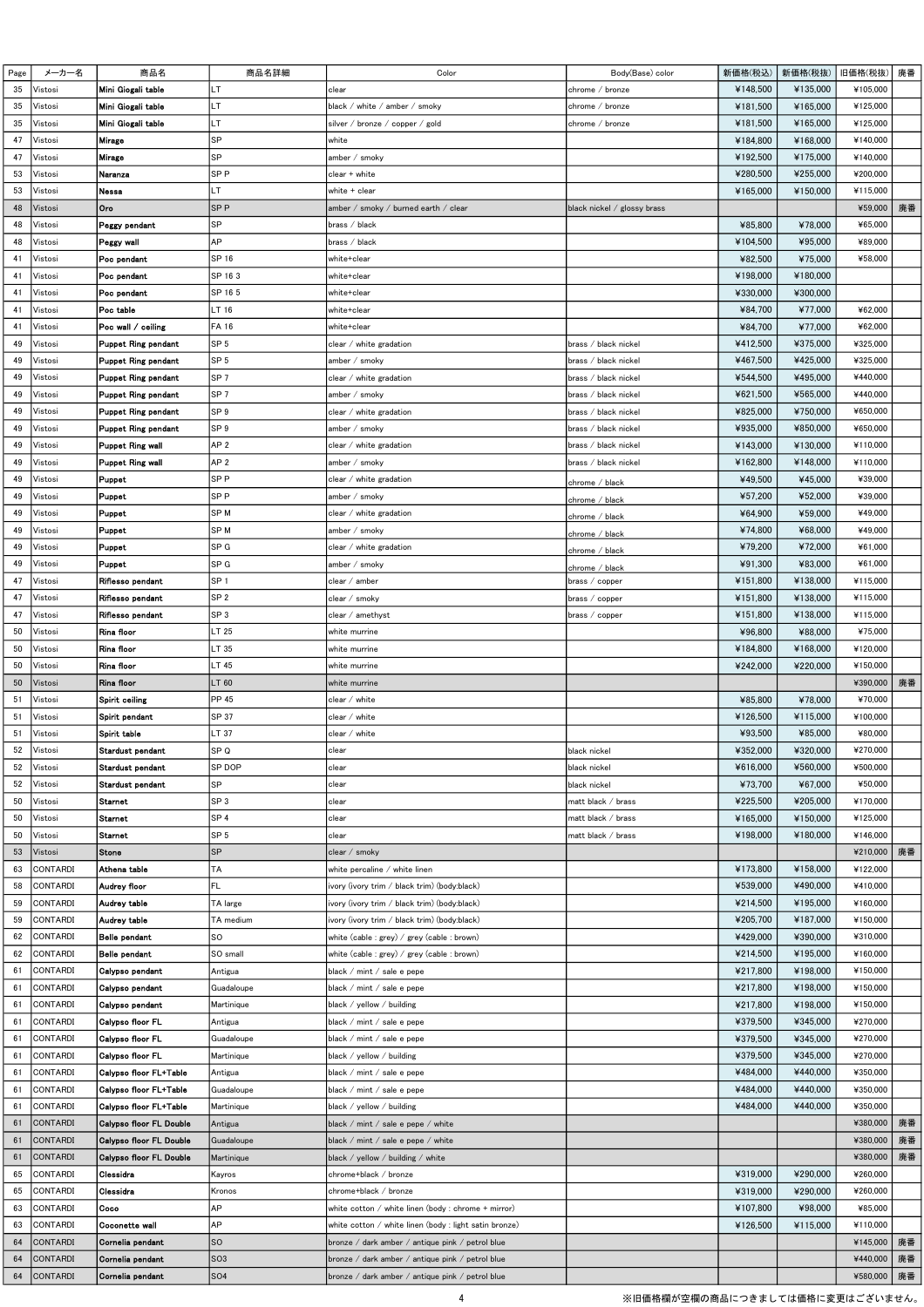| Page | メーカー名 | 商品名 | 商品名詳細 | Color | Body(Base) color | 新価格(税込) | 新価格(税抜) | 旧価格(税抜) | 廃番 |
|---|---|---|---|---|---|---|---|---|---|
| 35 | Vistosi | Mini Giogali table | LT | clear | chrome / bronze | ¥148,500 | ¥135,000 | ¥105,000 | |
| 35 | Vistosi | Mini Giogali table | LT | black / white / amber / smoky | chrome / bronze | ¥181,500 | ¥165,000 | ¥125,000 | |
| 35 | Vistosi | Mini Giogali table | LT | silver / bronze / copper / gold | chrome / bronze | ¥181,500 | ¥165,000 | ¥125,000 | |
| 47 | Vistosi | Mirage | SP | white | | ¥184,800 | ¥168,000 | ¥140,000 | |
| 47 | Vistosi | Mirage | SP | amber / smoky | | ¥192,500 | ¥175,000 | ¥140,000 | |
| 53 | Vistosi | Naranza | SP P | clear + white | | ¥280,500 | ¥255,000 | ¥200,000 | |
| 53 | Vistosi | Nessa | LT | white + clear | | ¥165,000 | ¥150,000 | ¥115,000 | |
| 48 | Vistosi | Oro | SP P | amber / smoky / burned earth / clear | black nickel / glossy brass | | | ¥59,000 | 廃番 |
| 48 | Vistosi | Peggy pendant | SP | brass / black | | ¥85,800 | ¥78,000 | ¥65,000 | |
| 48 | Vistosi | Peggy wall | AP | brass / black | | ¥104,500 | ¥95,000 | ¥89,000 | |
| 41 | Vistosi | Poc pendant | SP 16 | white+clear | | ¥82,500 | ¥75,000 | ¥58,000 | |
| 41 | Vistosi | Poc pendant | SP 16 3 | white+clear | | ¥198,000 | ¥180,000 | | |
| 41 | Vistosi | Poc pendant | SP 16 5 | white+clear | | ¥330,000 | ¥300,000 | | |
| 41 | Vistosi | Poc table | LT 16 | white+clear | | ¥84,700 | ¥77,000 | ¥62,000 | |
| 41 | Vistosi | Poc wall / ceiling | FA 16 | white+clear | | ¥84,700 | ¥77,000 | ¥62,000 | |
| 49 | Vistosi | Puppet Ring pendant | SP 5 | clear / white gradation | brass / black nickel | ¥412,500 | ¥375,000 | ¥325,000 | |
| 49 | Vistosi | Puppet Ring pendant | SP 5 | amber / smoky | brass / black nickel | ¥467,500 | ¥425,000 | ¥325,000 | |
| 49 | Vistosi | Puppet Ring pendant | SP 7 | clear / white gradation | brass / black nickel | ¥544,500 | ¥495,000 | ¥440,000 | |
| 49 | Vistosi | Puppet Ring pendant | SP 7 | amber / smoky | brass / black nickel | ¥621,500 | ¥565,000 | ¥440,000 | |
| 49 | Vistosi | Puppet Ring pendant | SP 9 | clear / white gradation | brass / black nickel | ¥825,000 | ¥750,000 | ¥650,000 | |
| 49 | Vistosi | Puppet Ring pendant | SP 9 | amber / smoky | brass / black nickel | ¥935,000 | ¥850,000 | ¥650,000 | |
| 49 | Vistosi | Puppet Ring wall | AP 2 | clear / white gradation | brass / black nickel | ¥143,000 | ¥130,000 | ¥110,000 | |
| 49 | Vistosi | Puppet Ring wall | AP 2 | amber / smoky | brass / black nickel | ¥162,800 | ¥148,000 | ¥110,000 | |
| 49 | Vistosi | Puppet | SP P | clear / white gradation | chrome / black | ¥49,500 | ¥45,000 | ¥39,000 | |
| 49 | Vistosi | Puppet | SP P | amber / smoky | chrome / black | ¥57,200 | ¥52,000 | ¥39,000 | |
| 49 | Vistosi | Puppet | SP M | clear / white gradation | chrome / black | ¥64,900 | ¥59,000 | ¥49,000 | |
| 49 | Vistosi | Puppet | SP M | amber / smoky | chrome / black | ¥74,800 | ¥68,000 | ¥49,000 | |
| 49 | Vistosi | Puppet | SP G | clear / white gradation | chrome / black | ¥79,200 | ¥72,000 | ¥61,000 | |
| 49 | Vistosi | Puppet | SP G | amber / smoky | chrome / black | ¥91,300 | ¥83,000 | ¥61,000 | |
| 47 | Vistosi | Riflesso pendant | SP 1 | clear / amber | brass / copper | ¥151,800 | ¥138,000 | ¥115,000 | |
| 47 | Vistosi | Riflesso pendant | SP 2 | clear / smoky | brass / copper | ¥151,800 | ¥138,000 | ¥115,000 | |
| 47 | Vistosi | Riflesso pendant | SP 3 | clear / amethyst | brass / copper | ¥151,800 | ¥138,000 | ¥115,000 | |
| 50 | Vistosi | Rina floor | LT 25 | white murrine | | ¥96,800 | ¥88,000 | ¥75,000 | |
| 50 | Vistosi | Rina floor | LT 35 | white murrine | | ¥184,800 | ¥168,000 | ¥120,000 | |
| 50 | Vistosi | Rina floor | LT 45 | white murrine | | ¥242,000 | ¥220,000 | ¥150,000 | |
| 50 | Vistosi | Rina floor | LT 60 | white murrine | | | | ¥390,000 | 廃番 |
| 51 | Vistosi | Spirit ceiling | PP 45 | clear / white | | ¥85,800 | ¥78,000 | ¥70,000 | |
| 51 | Vistosi | Spirit pendant | SP 37 | clear / white | | ¥126,500 | ¥115,000 | ¥100,000 | |
| 51 | Vistosi | Spirit table | LT 37 | clear / white | | ¥93,500 | ¥85,000 | ¥80,000 | |
| 52 | Vistosi | Stardust pendant | SP Q | clear | black nickel | ¥352,000 | ¥320,000 | ¥270,000 | |
| 52 | Vistosi | Stardust pendant | SP DOP | clear | black nickel | ¥616,000 | ¥560,000 | ¥500,000 | |
| 52 | Vistosi | Stardust pendant | SP | clear | black nickel | ¥73,700 | ¥67,000 | ¥50,000 | |
| 50 | Vistosi | Starnet | SP 3 | clear | matt black / brass | ¥225,500 | ¥205,000 | ¥170,000 | |
| 50 | Vistosi | Starnet | SP 4 | clear | matt black / brass | ¥165,000 | ¥150,000 | ¥125,000 | |
| 50 | Vistosi | Starnet | SP 5 | clear | matt black / brass | ¥198,000 | ¥180,000 | ¥146,000 | |
| 53 | Vistosi | Stone | SP | clear / smoky | | | | ¥210,000 | 廃番 |
| 63 | CONTARDI | Athena table | TA | white percaline / white linen | | ¥173,800 | ¥158,000 | ¥122,000 | |
| 58 | CONTARDI | Audrey floor | FL | ivory (ivory trim / black trim) (body:black) | | ¥539,000 | ¥490,000 | ¥410,000 | |
| 59 | CONTARDI | Audrey table | TA large | ivory (ivory trim / black trim) (body:black) | | ¥214,500 | ¥195,000 | ¥160,000 | |
| 59 | CONTARDI | Audrey table | TA medium | ivory (ivory trim / black trim) (body:black) | | ¥205,700 | ¥187,000 | ¥150,000 | |
| 62 | CONTARDI | Belle pendant | SO | white (cable : grey) / grey (cable : brown) | | ¥429,000 | ¥390,000 | ¥310,000 | |
| 62 | CONTARDI | Belle pendant | SO small | white (cable : grey) / grey (cable : brown) | | ¥214,500 | ¥195,000 | ¥160,000 | |
| 61 | CONTARDI | Calypso pendant | Antigua | black / mint / sale e pepe | | ¥217,800 | ¥198,000 | ¥150,000 | |
| 61 | CONTARDI | Calypso pendant | Guadaloupe | black / mint / sale e pepe | | ¥217,800 | ¥198,000 | ¥150,000 | |
| 61 | CONTARDI | Calypso pendant | Martinique | black / yellow / building | | ¥217,800 | ¥198,000 | ¥150,000 | |
| 61 | CONTARDI | Calypso floor FL | Antigua | black / mint / sale e pepe | | ¥379,500 | ¥345,000 | ¥270,000 | |
| 61 | CONTARDI | Calypso floor FL | Guadaloupe | black / mint / sale e pepe | | ¥379,500 | ¥345,000 | ¥270,000 | |
| 61 | CONTARDI | Calypso floor FL | Martinique | black / yellow / building | | ¥379,500 | ¥345,000 | ¥270,000 | |
| 61 | CONTARDI | Calypso floor FL+Table | Antigua | black / mint / sale e pepe | | ¥484,000 | ¥440,000 | ¥350,000 | |
| 61 | CONTARDI | Calypso floor FL+Table | Guadaloupe | black / mint / sale e pepe | | ¥484,000 | ¥440,000 | ¥350,000 | |
| 61 | CONTARDI | Calypso floor FL+Table | Martinique | black / yellow / building | | ¥484,000 | ¥440,000 | ¥350,000 | |
| 61 | CONTARDI | Calypso floor FL Double | Antigua | black / mint / sale e pepe / white | | | | ¥380,000 | 廃番 |
| 61 | CONTARDI | Calypso floor FL Double | Guadaloupe | black / mint / sale e pepe / white | | | | ¥380,000 | 廃番 |
| 61 | CONTARDI | Calypso floor FL Double | Martinique | black / yellow / building / white | | | | ¥380,000 | 廃番 |
| 65 | CONTARDI | Clessidra | Kayros | chrome+black / bronze | | ¥319,000 | ¥290,000 | ¥260,000 | |
| 65 | CONTARDI | Clessidra | Kronos | chrome+black / bronze | | ¥319,000 | ¥290,000 | ¥260,000 | |
| 63 | CONTARDI | Coco | AP | white cotton / white linen (body : chrome + mirror) | | ¥107,800 | ¥98,000 | ¥85,000 | |
| 63 | CONTARDI | Coconette wall | AP | white cotton / white linen (body : light satin bronze) | | ¥126,500 | ¥115,000 | ¥110,000 | |
| 64 | CONTARDI | Cornelia pendant | SO | bronze / dark amber / antique pink / petrol blue | | | | ¥145,000 | 廃番 |
| 64 | CONTARDI | Cornelia pendant | SO3 | bronze / dark amber / antique pink / petrol blue | | | | ¥440,000 | 廃番 |
| 64 | CONTARDI | Cornelia pendant | SO4 | bronze / dark amber / antique pink / petrol blue | | | | ¥580,000 | 廃番 |

※旧価格欄が空欄の商品につきましては価格に変更はございません。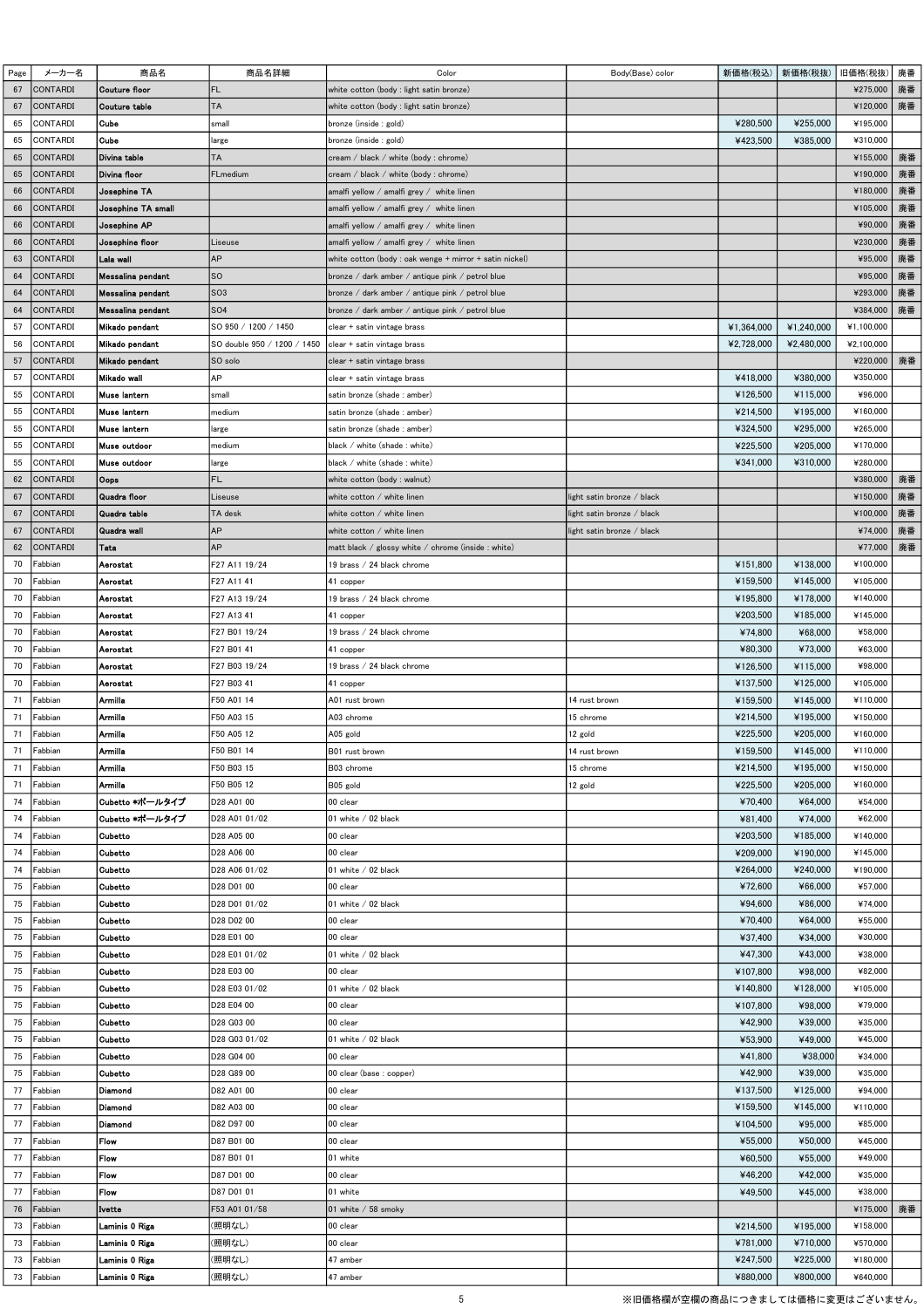| Page | メーカー名 | 商品名 | 商品名詳細 | Color | Body(Base) color | 新価格(税込) | 新価格(税抜) | 旧価格(税抜) | 廃番 |
|---|---|---|---|---|---|---|---|---|---|
| 67 | CONTARDI | Couture floor | FL | white cotton (body : light satin bronze) | | | | ¥275,000 | 廃番 |
| 67 | CONTARDI | Couture table | TA | white cotton (body : light satin bronze) | | | | ¥120,000 | 廃番 |
| 65 | CONTARDI | Cube | small | bronze (inside : gold) | | ¥280,500 | ¥255,000 | ¥195,000 | |
| 65 | CONTARDI | Cube | large | bronze (inside : gold) | | ¥423,500 | ¥385,000 | ¥310,000 | |
| 65 | CONTARDI | Divina table | TA | cream / black / white (body : chrome) | | | | ¥155,000 | 廃番 |
| 65 | CONTARDI | Divina floor | FLmedium | cream / black / white (body : chrome) | | | | ¥190,000 | 廃番 |
| 66 | CONTARDI | Josephine TA | | amalfi yellow / amalfi grey / white linen | | | | ¥180,000 | 廃番 |
| 66 | CONTARDI | Josephine TA small | | amalfi yellow / amalfi grey / white linen | | | | ¥105,000 | 廃番 |
| 66 | CONTARDI | Josephine AP | | amalfi yellow / amalfi grey / white linen | | | | ¥90,000 | 廃番 |
| 66 | CONTARDI | Josephine floor | Liseuse | amalfi yellow / amalfi grey / white linen | | | | ¥230,000 | 廃番 |
| 63 | CONTARDI | Lala wall | AP | white cotton (body : oak wenge + mirror + satin nickel) | | | | ¥95,000 | 廃番 |
| 64 | CONTARDI | Messalina pendant | SO | bronze / dark amber / antique pink / petrol blue | | | | ¥95,000 | 廃番 |
| 64 | CONTARDI | Messalina pendant | SO3 | bronze / dark amber / antique pink / petrol blue | | | | ¥293,000 | 廃番 |
| 64 | CONTARDI | Messalina pendant | SO4 | bronze / dark amber / antique pink / petrol blue | | | | ¥384,000 | 廃番 |
| 57 | CONTARDI | Mikado pendant | SO 950 / 1200 / 1450 | clear + satin vintage brass | | ¥1,364,000 | ¥1,240,000 | ¥1,100,000 | |
| 56 | CONTARDI | Mikado pendant | SO double 950 / 1200 / 1450 | clear + satin vintage brass | | ¥2,728,000 | ¥2,480,000 | ¥2,100,000 | |
| 57 | CONTARDI | Mikado pendant | SO solo | clear + satin vintage brass | | | | ¥220,000 | 廃番 |
| 57 | CONTARDI | Mikado wall | AP | clear + satin vintage brass | | ¥418,000 | ¥380,000 | ¥350,000 | |
| 55 | CONTARDI | Muse lantern | small | satin bronze (shade : amber) | | ¥126,500 | ¥115,000 | ¥96,000 | |
| 55 | CONTARDI | Muse lantern | medium | satin bronze (shade : amber) | | ¥214,500 | ¥195,000 | ¥160,000 | |
| 55 | CONTARDI | Muse lantern | large | satin bronze (shade : amber) | | ¥324,500 | ¥295,000 | ¥265,000 | |
| 55 | CONTARDI | Muse outdoor | medium | black / white (shade : white) | | ¥225,500 | ¥205,000 | ¥170,000 | |
| 55 | CONTARDI | Muse outdoor | large | black / white (shade : white) | | ¥341,000 | ¥310,000 | ¥280,000 | |
| 62 | CONTARDI | Oops | FL | white cotton (body : walnut) | | | | ¥380,000 | 廃番 |
| 67 | CONTARDI | Quadra floor | Liseuse | white cotton / white linen | light satin bronze / black | | | ¥150,000 | 廃番 |
| 67 | CONTARDI | Quadra table | TA desk | white cotton / white linen | light satin bronze / black | | | ¥100,000 | 廃番 |
| 67 | CONTARDI | Quadra wall | AP | white cotton / white linen | light satin bronze / black | | | ¥74,000 | 廃番 |
| 62 | CONTARDI | Tata | AP | matt black / glossy white / chrome (inside : white) | | | | ¥77,000 | 廃番 |
| 70 | Fabbian | Aerostat | F27 A11 19/24 | 19 brass / 24 black chrome | | ¥151,800 | ¥138,000 | ¥100,000 | |
| 70 | Fabbian | Aerostat | F27 A11 41 | 41 copper | | ¥159,500 | ¥145,000 | ¥105,000 | |
| 70 | Fabbian | Aerostat | F27 A13 19/24 | 19 brass / 24 black chrome | | ¥195,800 | ¥178,000 | ¥140,000 | |
| 70 | Fabbian | Aerostat | F27 A13 41 | 41 copper | | ¥203,500 | ¥185,000 | ¥145,000 | |
| 70 | Fabbian | Aerostat | F27 B01 19/24 | 19 brass / 24 black chrome | | ¥74,800 | ¥68,000 | ¥58,000 | |
| 70 | Fabbian | Aerostat | F27 B01 41 | 41 copper | | ¥80,300 | ¥73,000 | ¥63,000 | |
| 70 | Fabbian | Aerostat | F27 B03 19/24 | 19 brass / 24 black chrome | | ¥126,500 | ¥115,000 | ¥98,000 | |
| 70 | Fabbian | Aerostat | F27 B03 41 | 41 copper | | ¥137,500 | ¥125,000 | ¥105,000 | |
| 71 | Fabbian | Armilla | F50 A01 14 | A01 rust brown | 14 rust brown | ¥159,500 | ¥145,000 | ¥110,000 | |
| 71 | Fabbian | Armilla | F50 A03 15 | A03 chrome | 15 chrome | ¥214,500 | ¥195,000 | ¥150,000 | |
| 71 | Fabbian | Armilla | F50 A05 12 | A05 gold | 12 gold | ¥225,500 | ¥205,000 | ¥160,000 | |
| 71 | Fabbian | Armilla | F50 B01 14 | B01 rust brown | 14 rust brown | ¥159,500 | ¥145,000 | ¥110,000 | |
| 71 | Fabbian | Armilla | F50 B03 15 | B03 chrome | 15 chrome | ¥214,500 | ¥195,000 | ¥150,000 | |
| 71 | Fabbian | Armilla | F50 B05 12 | B05 gold | 12 gold | ¥225,500 | ¥205,000 | ¥160,000 | |
| 74 | Fabbian | Cubetto *ポールタイプ | D28 A01 00 | 00 clear | | ¥70,400 | ¥64,000 | ¥54,000 | |
| 74 | Fabbian | Cubetto *ポールタイプ | D28 A01 01/02 | 01 white / 02 black | | ¥81,400 | ¥74,000 | ¥62,000 | |
| 74 | Fabbian | Cubetto | D28 A05 00 | 00 clear | | ¥203,500 | ¥185,000 | ¥140,000 | |
| 74 | Fabbian | Cubetto | D28 A06 00 | 00 clear | | ¥209,000 | ¥190,000 | ¥145,000 | |
| 74 | Fabbian | Cubetto | D28 A06 01/02 | 01 white / 02 black | | ¥264,000 | ¥240,000 | ¥190,000 | |
| 75 | Fabbian | Cubetto | D28 D01 00 | 00 clear | | ¥72,600 | ¥66,000 | ¥57,000 | |
| 75 | Fabbian | Cubetto | D28 D01 01/02 | 01 white / 02 black | | ¥94,600 | ¥86,000 | ¥74,000 | |
| 75 | Fabbian | Cubetto | D28 D02 00 | 00 clear | | ¥70,400 | ¥64,000 | ¥55,000 | |
| 75 | Fabbian | Cubetto | D28 E01 00 | 00 clear | | ¥37,400 | ¥34,000 | ¥30,000 | |
| 75 | Fabbian | Cubetto | D28 E01 01/02 | 01 white / 02 black | | ¥47,300 | ¥43,000 | ¥38,000 | |
| 75 | Fabbian | Cubetto | D28 E03 00 | 00 clear | | ¥107,800 | ¥98,000 | ¥82,000 | |
| 75 | Fabbian | Cubetto | D28 E03 01/02 | 01 white / 02 black | | ¥140,800 | ¥128,000 | ¥105,000 | |
| 75 | Fabbian | Cubetto | D28 E04 00 | 00 clear | | ¥107,800 | ¥98,000 | ¥79,000 | |
| 75 | Fabbian | Cubetto | D28 G03 00 | 00 clear | | ¥42,900 | ¥39,000 | ¥35,000 | |
| 75 | Fabbian | Cubetto | D28 G03 01/02 | 01 white / 02 black | | ¥53,900 | ¥49,000 | ¥45,000 | |
| 75 | Fabbian | Cubetto | D28 G04 00 | 00 clear | | ¥41,800 | ¥38,000 | ¥34,000 | |
| 75 | Fabbian | Cubetto | D28 G89 00 | 00 clear (base : copper) | | ¥42,900 | ¥39,000 | ¥35,000 | |
| 77 | Fabbian | Diamond | D82 A01 00 | 00 clear | | ¥137,500 | ¥125,000 | ¥94,000 | |
| 77 | Fabbian | Diamond | D82 A03 00 | 00 clear | | ¥159,500 | ¥145,000 | ¥110,000 | |
| 77 | Fabbian | Diamond | D82 D97 00 | 00 clear | | ¥104,500 | ¥95,000 | ¥85,000 | |
| 77 | Fabbian | Flow | D87 B01 00 | 00 clear | | ¥55,000 | ¥50,000 | ¥45,000 | |
| 77 | Fabbian | Flow | D87 B01 01 | 01 white | | ¥60,500 | ¥55,000 | ¥49,000 | |
| 77 | Fabbian | Flow | D87 D01 00 | 00 clear | | ¥46,200 | ¥42,000 | ¥35,000 | |
| 77 | Fabbian | Flow | D87 D01 01 | 01 white | | ¥49,500 | ¥45,000 | ¥38,000 | |
| 76 | Fabbian | Ivette | F53 A01 01/58 | 01 white / 58 smoky | | | | ¥175,000 | 廃番 |
| 73 | Fabbian | Laminis 0 Riga | (照明なし) | 00 clear | | ¥214,500 | ¥195,000 | ¥158,000 | |
| 73 | Fabbian | Laminis 0 Riga | (照明なし) | 00 clear | | ¥781,000 | ¥710,000 | ¥570,000 | |
| 73 | Fabbian | Laminis 0 Riga | (照明なし) | 47 amber | | ¥247,500 | ¥225,000 | ¥180,000 | |
| 73 | Fabbian | Laminis 0 Riga | (照明なし) | 47 amber | | ¥880,000 | ¥800,000 | ¥640,000 | |

※旧価格欄が空欄の商品につきましては価格に変更はございません。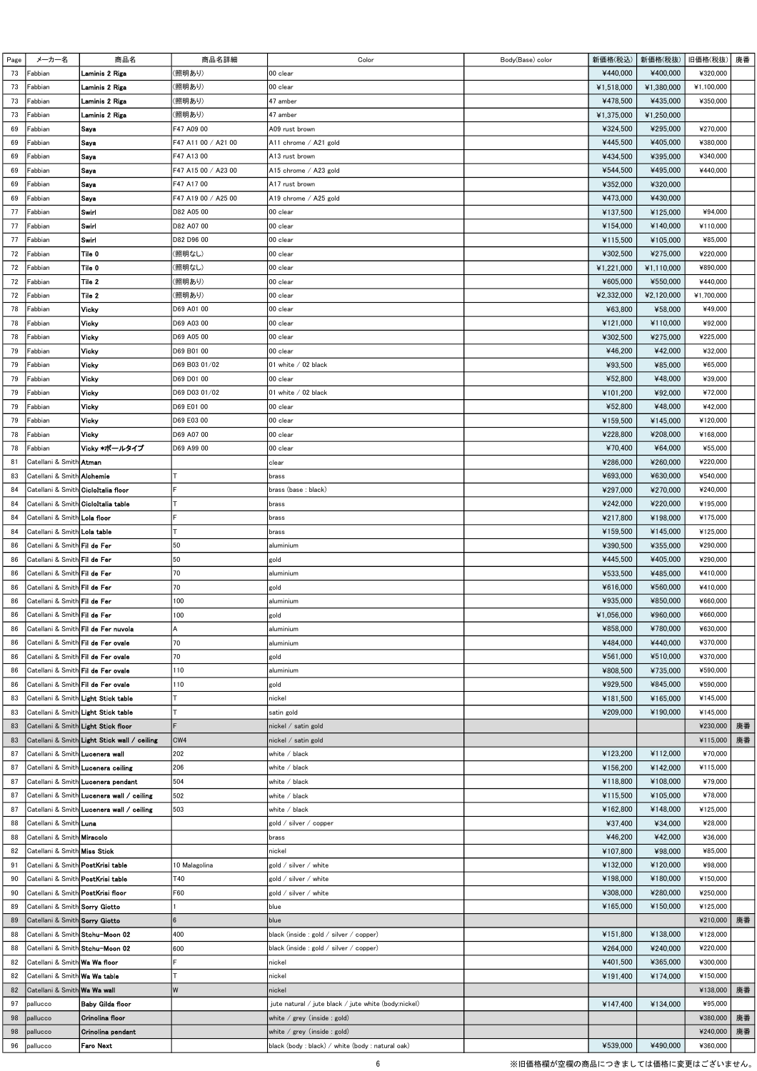| Page | メーカー名 | 商品名 | 商品名詳細 | Color | Body(Base) color | 新価格(税込) | 新価格(税抜) | 旧価格(税抜) | 廃番 |
|---|---|---|---|---|---|---|---|---|---|
| 73 | Fabbian | Laminis 2 Riga | (照明あり) | 00 clear | | ¥440,000 | ¥400,000 | ¥320,000 | |
| 73 | Fabbian | Laminis 2 Riga | (照明あり) | 00 clear | | ¥1,518,000 | ¥1,380,000 | ¥1,100,000 | |
| 73 | Fabbian | Laminis 2 Riga | (照明あり) | 47 amber | | ¥478,500 | ¥435,000 | ¥350,000 | |
| 73 | Fabbian | Laminis 2 Riga | (照明あり) | 47 amber | | ¥1,375,000 | ¥1,250,000 | | |
| 69 | Fabbian | Saya | F47 A09 00 | A09 rust brown | | ¥324,500 | ¥295,000 | ¥270,000 | |
| 69 | Fabbian | Saya | F47 A11 00 / A21 00 | A11 chrome / A21 gold | | ¥445,500 | ¥405,000 | ¥380,000 | |
| 69 | Fabbian | Saya | F47 A13 00 | A13 rust brown | | ¥434,500 | ¥395,000 | ¥340,000 | |
| 69 | Fabbian | Saya | F47 A15 00 / A23 00 | A15 chrome / A23 gold | | ¥544,500 | ¥495,000 | ¥440,000 | |
| 69 | Fabbian | Saya | F47 A17 00 | A17 rust brown | | ¥352,000 | ¥320,000 | | |
| 69 | Fabbian | Saya | F47 A19 00 / A25 00 | A19 chrome / A25 gold | | ¥473,000 | ¥430,000 | | |
| 77 | Fabbian | Swirl | D82 A05 00 | 00 clear | | ¥137,500 | ¥125,000 | ¥94,000 | |
| 77 | Fabbian | Swirl | D82 A07 00 | 00 clear | | ¥154,000 | ¥140,000 | ¥110,000 | |
| 77 | Fabbian | Swirl | D82 D96 00 | 00 clear | | ¥115,500 | ¥105,000 | ¥85,000 | |
| 72 | Fabbian | Tile 0 | (照明なし) | 00 clear | | ¥302,500 | ¥275,000 | ¥220,000 | |
| 72 | Fabbian | Tile 0 | (照明なし) | 00 clear | | ¥1,221,000 | ¥1,110,000 | ¥890,000 | |
| 72 | Fabbian | Tile 2 | (照明あり) | 00 clear | | ¥605,000 | ¥550,000 | ¥440,000 | |
| 72 | Fabbian | Tile 2 | (照明あり) | 00 clear | | ¥2,332,000 | ¥2,120,000 | ¥1,700,000 | |
| 78 | Fabbian | Vicky | D69 A01 00 | 00 clear | | ¥63,800 | ¥58,000 | ¥49,000 | |
| 78 | Fabbian | Vicky | D69 A03 00 | 00 clear | | ¥121,000 | ¥110,000 | ¥92,000 | |
| 78 | Fabbian | Vicky | D69 A05 00 | 00 clear | | ¥302,500 | ¥275,000 | ¥225,000 | |
| 79 | Fabbian | Vicky | D69 B01 00 | 00 clear | | ¥46,200 | ¥42,000 | ¥32,000 | |
| 79 | Fabbian | Vicky | D69 B03 01/02 | 01 white / 02 black | | ¥93,500 | ¥85,000 | ¥65,000 | |
| 79 | Fabbian | Vicky | D69 D01 00 | 00 clear | | ¥52,800 | ¥48,000 | ¥39,000 | |
| 79 | Fabbian | Vicky | D69 D03 01/02 | 01 white / 02 black | | ¥101,200 | ¥92,000 | ¥72,000 | |
| 79 | Fabbian | Vicky | D69 E01 00 | 00 clear | | ¥52,800 | ¥48,000 | ¥42,000 | |
| 79 | Fabbian | Vicky | D69 E03 00 | 00 clear | | ¥159,500 | ¥145,000 | ¥120,000 | |
| 78 | Fabbian | Vicky | D69 A07 00 | 00 clear | | ¥228,800 | ¥208,000 | ¥168,000 | |
| 78 | Fabbian | Vicky *ポールタイプ | D69 A99 00 | 00 clear | | ¥70,400 | ¥64,000 | ¥55,000 | |
| 81 | Catellani & Smith | Atman | | clear | | ¥286,000 | ¥260,000 | ¥220,000 | |
| 83 | Catellani & Smith | Alchemie | T | brass | | ¥693,000 | ¥630,000 | ¥540,000 | |
| 84 | Catellani & Smith | CicloItalia floor | F | brass (base : black) | | ¥297,000 | ¥270,000 | ¥240,000 | |
| 84 | Catellani & Smith | CicloItalia table | T | brass | | ¥242,000 | ¥220,000 | ¥195,000 | |
| 84 | Catellani & Smith | Lola floor | F | brass | | ¥217,800 | ¥198,000 | ¥175,000 | |
| 84 | Catellani & Smith | Lola table | T | brass | | ¥159,500 | ¥145,000 | ¥125,000 | |
| 86 | Catellani & Smith | Fil de Fer | 50 | aluminium | | ¥390,500 | ¥355,000 | ¥290,000 | |
| 86 | Catellani & Smith | Fil de Fer | 50 | gold | | ¥445,500 | ¥405,000 | ¥290,000 | |
| 86 | Catellani & Smith | Fil de Fer | 70 | aluminium | | ¥533,500 | ¥485,000 | ¥410,000 | |
| 86 | Catellani & Smith | Fil de Fer | 70 | gold | | ¥616,000 | ¥560,000 | ¥410,000 | |
| 86 | Catellani & Smith | Fil de Fer | 100 | aluminium | | ¥935,000 | ¥850,000 | ¥660,000 | |
| 86 | Catellani & Smith | Fil de Fer | 100 | gold | | ¥1,056,000 | ¥960,000 | ¥660,000 | |
| 86 | Catellani & Smith | Fil de Fer nuvola | A | aluminium | | ¥858,000 | ¥780,000 | ¥630,000 | |
| 86 | Catellani & Smith | Fil de Fer ovale | 70 | aluminium | | ¥484,000 | ¥440,000 | ¥370,000 | |
| 86 | Catellani & Smith | Fil de Fer ovale | 70 | gold | | ¥561,000 | ¥510,000 | ¥370,000 | |
| 86 | Catellani & Smith | Fil de Fer ovale | 110 | aluminium | | ¥808,500 | ¥735,000 | ¥590,000 | |
| 86 | Catellani & Smith | Fil de Fer ovale | 110 | gold | | ¥929,500 | ¥845,000 | ¥590,000 | |
| 83 | Catellani & Smith | Light Stick table | T | nickel | | ¥181,500 | ¥165,000 | ¥145,000 | |
| 83 | Catellani & Smith | Light Stick table | T | satin gold | | ¥209,000 | ¥190,000 | ¥145,000 | |
| 83 | Catellani & Smith | Light Stick floor | F | nickel / satin gold | | | | ¥230,000 | 廃番 |
| 83 | Catellani & Smith | Light Stick wall / ceiling | CW4 | nickel / satin gold | | | | ¥115,000 | 廃番 |
| 87 | Catellani & Smith | Lucenera wall | 202 | white / black | | ¥123,200 | ¥112,000 | ¥70,000 | |
| 87 | Catellani & Smith | Lucenera ceiling | 206 | white / black | | ¥156,200 | ¥142,000 | ¥115,000 | |
| 87 | Catellani & Smith | Lucenera pendant | 504 | white / black | | ¥118,800 | ¥108,000 | ¥79,000 | |
| 87 | Catellani & Smith | Lucenera wall / ceiling | 502 | white / black | | ¥115,500 | ¥105,000 | ¥78,000 | |
| 87 | Catellani & Smith | Lucenera wall / ceiling | 503 | white / black | | ¥162,800 | ¥148,000 | ¥125,000 | |
| 88 | Catellani & Smith | Luna | | gold / silver / copper | | ¥37,400 | ¥34,000 | ¥28,000 | |
| 88 | Catellani & Smith | Miracolo | | brass | | ¥46,200 | ¥42,000 | ¥36,000 | |
| 82 | Catellani & Smith | Miss Stick | | nickel | | ¥107,800 | ¥98,000 | ¥85,000 | |
| 91 | Catellani & Smith | PostKrisi table | 10 Malagolina | gold / silver / white | | ¥132,000 | ¥120,000 | ¥98,000 | |
| 90 | Catellani & Smith | PostKrisi table | T40 | gold / silver / white | | ¥198,000 | ¥180,000 | ¥150,000 | |
| 90 | Catellani & Smith | PostKrisi floor | F60 | gold / silver / white | | ¥308,000 | ¥280,000 | ¥250,000 | |
| 89 | Catellani & Smith | Sorry Giotto | 1 | blue | | ¥165,000 | ¥150,000 | ¥125,000 | |
| 89 | Catellani & Smith | Sorry Giotto | 6 | blue | | | | ¥210,000 | 廃番 |
| 88 | Catellani & Smith | Stchu-Moon 02 | 400 | black (inside : gold / silver / copper) | | ¥151,800 | ¥138,000 | ¥128,000 | |
| 88 | Catellani & Smith | Stchu-Moon 02 | 600 | black (inside : gold / silver / copper) | | ¥264,000 | ¥240,000 | ¥220,000 | |
| 82 | Catellani & Smith | Wa Wa floor | F | nickel | | ¥401,500 | ¥365,000 | ¥300,000 | |
| 82 | Catellani & Smith | Wa Wa table | T | nickel | | ¥191,400 | ¥174,000 | ¥150,000 | |
| 82 | Catellani & Smith | Wa Wa wall | W | nickel | | | | ¥138,000 | 廃番 |
| 97 | pallucco | Baby Gilda floor | | jute natural / jute black / jute white (body:nickel) | | ¥147,400 | ¥134,000 | ¥95,000 | |
| 98 | pallucco | Crinolina floor | | white / grey (inside : gold) | | | | ¥380,000 | 廃番 |
| 98 | pallucco | Crinolina pendant | | white / grey (inside : gold) | | | | ¥240,000 | 廃番 |
| 96 | pallucco | Faro Next | | black (body : black) / white (body : natural oak) | | ¥539,000 | ¥490,000 | ¥360,000 | |

※旧価格欄が空欄の商品につきましては価格に変更はございません。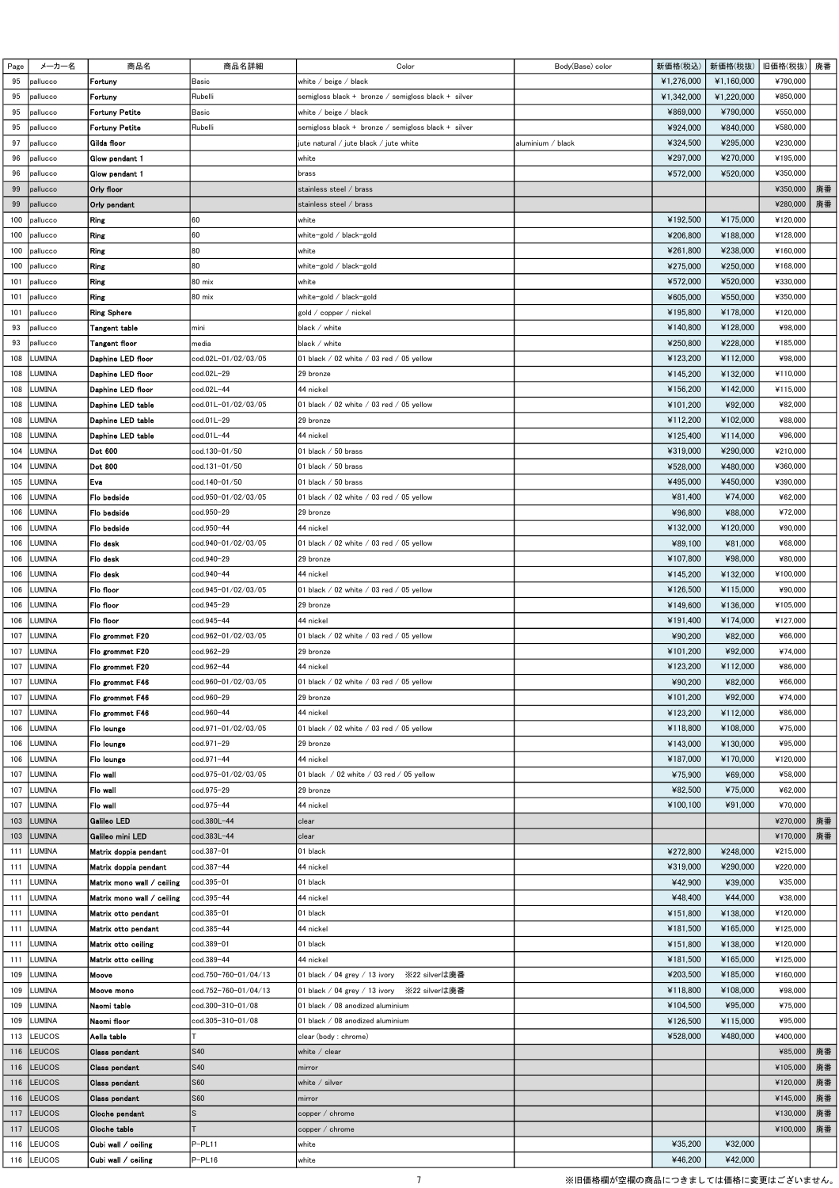| Page | メーカー名 | 商品名 | 商品名詳細 | Color | Body(Base) color | 新価格(税込) | 新価格(税抜) | 旧価格(税抜) | 廃番 |
|---|---|---|---|---|---|---|---|---|---|
| 95 | pallucco | Fortuny | Basic | white / beige / black | | ¥1,276,000 | ¥1,160,000 | ¥790,000 | |
| 95 | pallucco | Fortuny | Rubelli | semigloss black + bronze / semigloss black + silver | | ¥1,342,000 | ¥1,220,000 | ¥850,000 | |
| 95 | pallucco | Fortuny Petite | Basic | white / beige / black | | ¥869,000 | ¥790,000 | ¥550,000 | |
| 95 | pallucco | Fortuny Petite | Rubelli | semigloss black + bronze / semigloss black + silver | | ¥924,000 | ¥840,000 | ¥580,000 | |
| 97 | pallucco | Gilda floor | | jute natural / jute black / jute white | aluminium / black | ¥324,500 | ¥295,000 | ¥230,000 | |
| 96 | pallucco | Glow pendant 1 | | white | | ¥297,000 | ¥270,000 | ¥195,000 | |
| 96 | pallucco | Glow pendant 1 | | brass | | ¥572,000 | ¥520,000 | ¥350,000 | |
| 99 | pallucco | Orly floor | | stainless steel / brass | | | | ¥350,000 | 廃番 |
| 99 | pallucco | Orly pendant | | stainless steel / brass | | | | ¥280,000 | 廃番 |
| 100 | pallucco | Ring | 60 | white | | ¥192,500 | ¥175,000 | ¥120,000 | |
| 100 | pallucco | Ring | 60 | white-gold / black-gold | | ¥206,800 | ¥188,000 | ¥128,000 | |
| 100 | pallucco | Ring | 80 | white | | ¥261,800 | ¥238,000 | ¥160,000 | |
| 100 | pallucco | Ring | 80 | white-gold / black-gold | | ¥275,000 | ¥250,000 | ¥168,000 | |
| 101 | pallucco | Ring | 80 mix | white | | ¥572,000 | ¥520,000 | ¥330,000 | |
| 101 | pallucco | Ring | 80 mix | white-gold / black-gold | | ¥605,000 | ¥550,000 | ¥350,000 | |
| 101 | pallucco | Ring Sphere | | gold / copper / nickel | | ¥195,800 | ¥178,000 | ¥120,000 | |
| 93 | pallucco | Tangent table | mini | black / white | | ¥140,800 | ¥128,000 | ¥98,000 | |
| 93 | pallucco | Tangent floor | media | black / white | | ¥250,800 | ¥228,000 | ¥185,000 | |
| 108 | LUMINA | Daphine LED floor | cod.02L-01/02/03/05 | 01 black / 02 white / 03 red / 05 yellow | | ¥123,200 | ¥112,000 | ¥98,000 | |
| 108 | LUMINA | Daphine LED floor | cod.02L-29 | 29 bronze | | ¥145,200 | ¥132,000 | ¥110,000 | |
| 108 | LUMINA | Daphine LED floor | cod.02L-44 | 44 nickel | | ¥156,200 | ¥142,000 | ¥115,000 | |
| 108 | LUMINA | Daphine LED table | cod.01L-01/02/03/05 | 01 black / 02 white / 03 red / 05 yellow | | ¥101,200 | ¥92,000 | ¥82,000 | |
| 108 | LUMINA | Daphine LED table | cod.01L-29 | 29 bronze | | ¥112,200 | ¥102,000 | ¥88,000 | |
| 108 | LUMINA | Daphine LED table | cod.01L-44 | 44 nickel | | ¥125,400 | ¥114,000 | ¥96,000 | |
| 104 | LUMINA | Dot 600 | cod.130-01/50 | 01 black / 50 brass | | ¥319,000 | ¥290,000 | ¥210,000 | |
| 104 | LUMINA | Dot 800 | cod.131-01/50 | 01 black / 50 brass | | ¥528,000 | ¥480,000 | ¥360,000 | |
| 105 | LUMINA | Eva | cod.140-01/50 | 01 black / 50 brass | | ¥495,000 | ¥450,000 | ¥390,000 | |
| 106 | LUMINA | Flo bedside | cod.950-01/02/03/05 | 01 black / 02 white / 03 red / 05 yellow | | ¥81,400 | ¥74,000 | ¥62,000 | |
| 106 | LUMINA | Flo bedside | cod.950-29 | 29 bronze | | ¥96,800 | ¥88,000 | ¥72,000 | |
| 106 | LUMINA | Flo bedside | cod.950-44 | 44 nickel | | ¥132,000 | ¥120,000 | ¥90,000 | |
| 106 | LUMINA | Flo desk | cod.940-01/02/03/05 | 01 black / 02 white / 03 red / 05 yellow | | ¥89,100 | ¥81,000 | ¥68,000 | |
| 106 | LUMINA | Flo desk | cod.940-29 | 29 bronze | | ¥107,800 | ¥98,000 | ¥80,000 | |
| 106 | LUMINA | Flo desk | cod.940-44 | 44 nickel | | ¥145,200 | ¥132,000 | ¥100,000 | |
| 106 | LUMINA | Flo floor | cod.945-01/02/03/05 | 01 black / 02 white / 03 red / 05 yellow | | ¥126,500 | ¥115,000 | ¥90,000 | |
| 106 | LUMINA | Flo floor | cod.945-29 | 29 bronze | | ¥149,600 | ¥136,000 | ¥105,000 | |
| 106 | LUMINA | Flo floor | cod.945-44 | 44 nickel | | ¥191,400 | ¥174,000 | ¥127,000 | |
| 107 | LUMINA | Flo grommet F20 | cod.962-01/02/03/05 | 01 black / 02 white / 03 red / 05 yellow | | ¥90,200 | ¥82,000 | ¥66,000 | |
| 107 | LUMINA | Flo grommet F20 | cod.962-29 | 29 bronze | | ¥101,200 | ¥92,000 | ¥74,000 | |
| 107 | LUMINA | Flo grommet F20 | cod.962-44 | 44 nickel | | ¥123,200 | ¥112,000 | ¥86,000 | |
| 107 | LUMINA | Flo grommet F46 | cod.960-01/02/03/05 | 01 black / 02 white / 03 red / 05 yellow | | ¥90,200 | ¥82,000 | ¥66,000 | |
| 107 | LUMINA | Flo grommet F46 | cod.960-29 | 29 bronze | | ¥101,200 | ¥92,000 | ¥74,000 | |
| 107 | LUMINA | Flo grommet F46 | cod.960-44 | 44 nickel | | ¥123,200 | ¥112,000 | ¥86,000 | |
| 106 | LUMINA | Flo lounge | cod.971-01/02/03/05 | 01 black / 02 white / 03 red / 05 yellow | | ¥118,800 | ¥108,000 | ¥75,000 | |
| 106 | LUMINA | Flo lounge | cod.971-29 | 29 bronze | | ¥143,000 | ¥130,000 | ¥95,000 | |
| 106 | LUMINA | Flo lounge | cod.971-44 | 44 nickel | | ¥187,000 | ¥170,000 | ¥120,000 | |
| 107 | LUMINA | Flo wall | cod.975-01/02/03/05 | 01 black / 02 white / 03 red / 05 yellow | | ¥75,900 | ¥69,000 | ¥58,000 | |
| 107 | LUMINA | Flo wall | cod.975-29 | 29 bronze | | ¥82,500 | ¥75,000 | ¥62,000 | |
| 107 | LUMINA | Flo wall | cod.975-44 | 44 nickel | | ¥100,100 | ¥91,000 | ¥70,000 | |
| 103 | LUMINA | Galileo LED | cod.380L-44 | clear | | | | ¥270,000 | 廃番 |
| 103 | LUMINA | Galileo mini LED | cod.383L-44 | clear | | | | ¥170,000 | 廃番 |
| 111 | LUMINA | Matrix doppia pendant | cod.387-01 | 01 black | | ¥272,800 | ¥248,000 | ¥215,000 | |
| 111 | LUMINA | Matrix doppia pendant | cod.387-44 | 44 nickel | | ¥319,000 | ¥290,000 | ¥220,000 | |
| 111 | LUMINA | Matrix mono wall / ceiling | cod.395-01 | 01 black | | ¥42,900 | ¥39,000 | ¥35,000 | |
| 111 | LUMINA | Matrix mono wall / ceiling | cod.395-44 | 44 nickel | | ¥48,400 | ¥44,000 | ¥38,000 | |
| 111 | LUMINA | Matrix otto pendant | cod.385-01 | 01 black | | ¥151,800 | ¥138,000 | ¥120,000 | |
| 111 | LUMINA | Matrix otto pendant | cod.385-44 | 44 nickel | | ¥181,500 | ¥165,000 | ¥125,000 | |
| 111 | LUMINA | Matrix otto ceiling | cod.389-01 | 01 black | | ¥151,800 | ¥138,000 | ¥120,000 | |
| 111 | LUMINA | Matrix otto ceiling | cod.389-44 | 44 nickel | | ¥181,500 | ¥165,000 | ¥125,000 | |
| 109 | LUMINA | Moove | cod.750-760-01/04/13 | 01 black / 04 grey / 13 ivory ※22 silverは廃番 | | ¥203,500 | ¥185,000 | ¥160,000 | |
| 109 | LUMINA | Moove mono | cod.752-760-01/04/13 | 01 black / 04 grey / 13 ivory ※22 silverは廃番 | | ¥118,800 | ¥108,000 | ¥98,000 | |
| 109 | LUMINA | Naomi table | cod.300-310-01/08 | 01 black / 08 anodized aluminium | | ¥104,500 | ¥95,000 | ¥75,000 | |
| 109 | LUMINA | Naomi floor | cod.305-310-01/08 | 01 black / 08 anodized aluminium | | ¥126,500 | ¥115,000 | ¥95,000 | |
| 113 | LEUCOS | Aella table | T | clear (body : chrome) | | ¥528,000 | ¥480,000 | ¥400,000 | |
| 116 | LEUCOS | Class pendant | S40 | white / clear | | | | ¥85,000 | 廃番 |
| 116 | LEUCOS | Class pendant | S40 | mirror | | | | ¥105,000 | 廃番 |
| 116 | LEUCOS | Class pendant | S60 | white / silver | | | | ¥120,000 | 廃番 |
| 116 | LEUCOS | Class pendant | S60 | mirror | | | | ¥145,000 | 廃番 |
| 117 | LEUCOS | Cloche pendant | S | copper / chrome | | | | ¥130,000 | 廃番 |
| 117 | LEUCOS | Cloche table | T | copper / chrome | | | | ¥100,000 | 廃番 |
| 116 | LEUCOS | Cubi wall / ceiling | P-PL11 | white | | ¥35,200 | ¥32,000 | | |
| 116 | LEUCOS | Cubi wall / ceiling | P-PL16 | white | | ¥46,200 | ¥42,000 | | |

※旧価格欄が空欄の商品につきましては価格に変更はございません。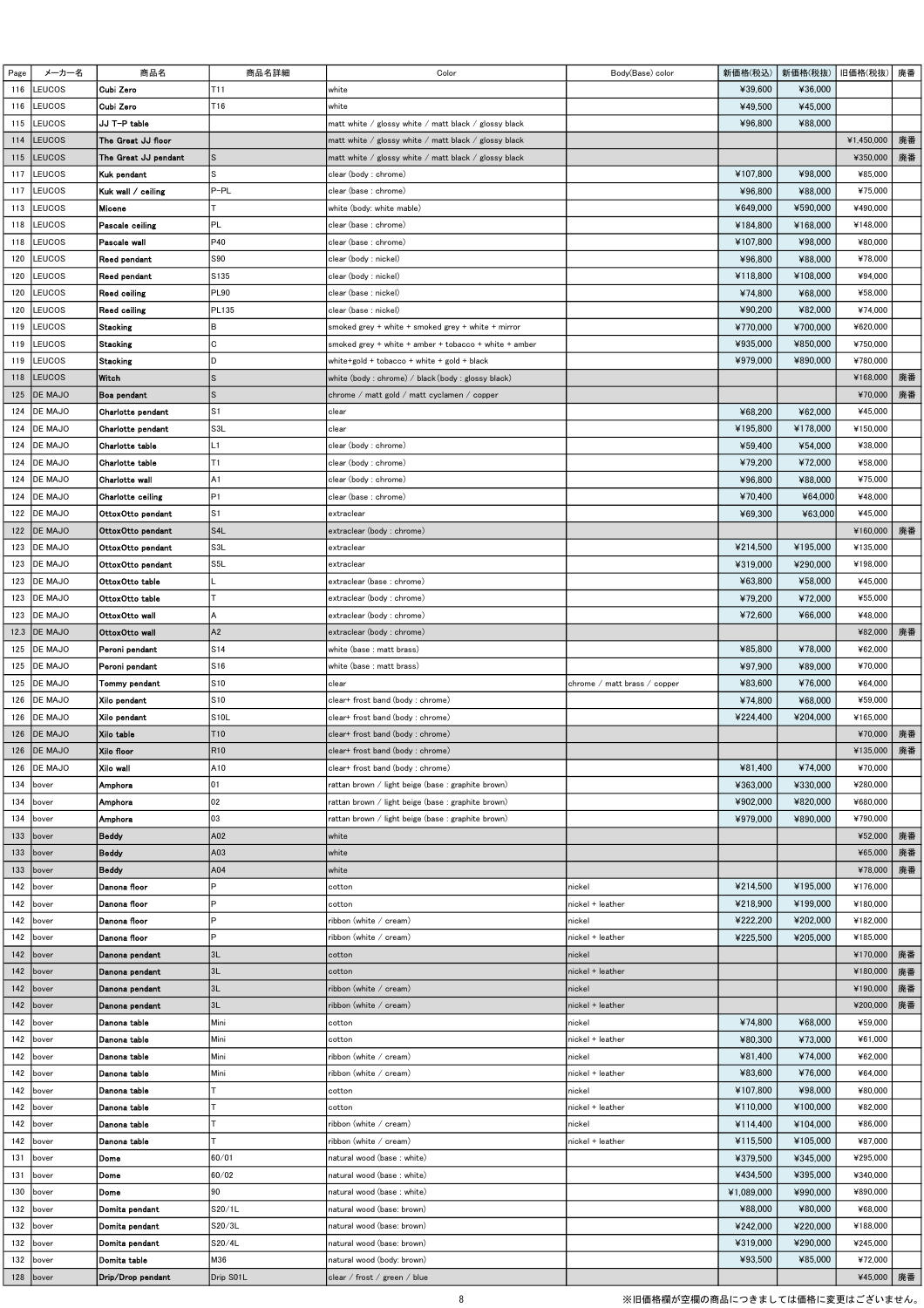| Page | メーカー名 | 商品名 | 商品名詳細 | Color | Body(Base) color | 新価格(税込) | 新価格(税抜) | 旧価格(税抜) | 廃番 |
|---|---|---|---|---|---|---|---|---|---|
| 116 | LEUCOS | Cubi Zero | T11 | white | | ¥39,600 | ¥36,000 | | |
| 116 | LEUCOS | Cubi Zero | T16 | white | | ¥49,500 | ¥45,000 | | |
| 115 | LEUCOS | JJ T-P table | | matt white / glossy white / matt black / glossy black | | ¥96,800 | ¥88,000 | | |
| 114 | LEUCOS | The Great JJ floor | | matt white / glossy white / matt black / glossy black | | | | ¥1,450,000 | 廃番 |
| 115 | LEUCOS | The Great JJ pendant | S | matt white / glossy white / matt black / glossy black | | | | ¥350,000 | 廃番 |
| 117 | LEUCOS | Kuk pendant | S | clear (body : chrome) | | ¥107,800 | ¥98,000 | ¥85,000 | |
| 117 | LEUCOS | Kuk wall / ceiling | P-PL | clear (base : chrome) | | ¥96,800 | ¥88,000 | ¥75,000 | |
| 113 | LEUCOS | Micene | T | white (body: white mable) | | ¥649,000 | ¥590,000 | ¥490,000 | |
| 118 | LEUCOS | Pascale ceiling | PL | clear (base : chrome) | | ¥184,800 | ¥168,000 | ¥148,000 | |
| 118 | LEUCOS | Pascale wall | P40 | clear (base : chrome) | | ¥107,800 | ¥98,000 | ¥80,000 | |
| 120 | LEUCOS | Reed pendant | S90 | clear (body : nickel) | | ¥96,800 | ¥88,000 | ¥78,000 | |
| 120 | LEUCOS | Reed pendant | S135 | clear (body : nickel) | | ¥118,800 | ¥108,000 | ¥94,000 | |
| 120 | LEUCOS | Reed ceiling | PL90 | clear (base : nickel) | | ¥74,800 | ¥68,000 | ¥58,000 | |
| 120 | LEUCOS | Reed ceiling | PL135 | clear (base : nickel) | | ¥90,200 | ¥82,000 | ¥74,000 | |
| 119 | LEUCOS | Stacking | B | smoked grey + white + smoked grey + white + mirror | | ¥770,000 | ¥700,000 | ¥620,000 | |
| 119 | LEUCOS | Stacking | C | smoked grey + white + amber + tobacco + white + amber | | ¥935,000 | ¥850,000 | ¥750,000 | |
| 119 | LEUCOS | Stacking | D | white+gold + tobacco + white + gold + black | | ¥979,000 | ¥890,000 | ¥780,000 | |
| 118 | LEUCOS | Witch | S | white (body : chrome) / black (body : glossy black) | | | | ¥168,000 | 廃番 |
| 125 | DE MAJO | Boa pendant | S | chrome / matt gold / matt cyclamen / copper | | | | ¥70,000 | 廃番 |
| 124 | DE MAJO | Charlotte pendant | S1 | clear | | ¥68,200 | ¥62,000 | ¥45,000 | |
| 124 | DE MAJO | Charlotte pendant | S3L | clear | | ¥195,800 | ¥178,000 | ¥150,000 | |
| 124 | DE MAJO | Charlotte table | L1 | clear (body : chrome) | | ¥59,400 | ¥54,000 | ¥38,000 | |
| 124 | DE MAJO | Charlotte table | T1 | clear (body : chrome) | | ¥79,200 | ¥72,000 | ¥58,000 | |
| 124 | DE MAJO | Charlotte wall | A1 | clear (body : chrome) | | ¥96,800 | ¥88,000 | ¥75,000 | |
| 124 | DE MAJO | Charlotte ceiling | P1 | clear (base : chrome) | | ¥70,400 | ¥64,000 | ¥48,000 | |
| 122 | DE MAJO | OttoxOtto pendant | S1 | extraclear | | ¥69,300 | ¥63,000 | ¥45,000 | |
| 122 | DE MAJO | OttoxOtto pendant | S4L | extraclear (body : chrome) | | | | ¥160,000 | 廃番 |
| 123 | DE MAJO | OttoxOtto pendant | S3L | extraclear | | ¥214,500 | ¥195,000 | ¥135,000 | |
| 123 | DE MAJO | OttoxOtto pendant | S5L | extraclear | | ¥319,000 | ¥290,000 | ¥198,000 | |
| 123 | DE MAJO | OttoxOtto table | L | extraclear (base : chrome) | | ¥63,800 | ¥58,000 | ¥45,000 | |
| 123 | DE MAJO | OttoxOtto table | T | extraclear (body : chrome) | | ¥79,200 | ¥72,000 | ¥55,000 | |
| 123 | DE MAJO | OttoxOtto wall | A | extraclear (body : chrome) | | ¥72,600 | ¥66,000 | ¥48,000 | |
| 12.3 | DE MAJO | OttoxOtto wall | A2 | extraclear (body : chrome) | | | | ¥82,000 | 廃番 |
| 125 | DE MAJO | Peroni pendant | S14 | white (base : matt brass) | | ¥85,800 | ¥78,000 | ¥62,000 | |
| 125 | DE MAJO | Peroni pendant | S16 | white (base : matt brass) | | ¥97,900 | ¥89,000 | ¥70,000 | |
| 125 | DE MAJO | Tommy pendant | S10 | clear | chrome / matt brass / copper | ¥83,600 | ¥76,000 | ¥64,000 | |
| 126 | DE MAJO | Xilo pendant | S10 | clear+ frost band (body : chrome) | | ¥74,800 | ¥68,000 | ¥59,000 | |
| 126 | DE MAJO | Xilo pendant | S10L | clear+ frost band (body : chrome) | | ¥224,400 | ¥204,000 | ¥165,000 | |
| 126 | DE MAJO | Xilo table | T10 | clear+ frost band (body : chrome) | | | | ¥70,000 | 廃番 |
| 126 | DE MAJO | Xilo floor | R10 | clear+ frost band (body : chrome) | | | | ¥135,000 | 廃番 |
| 126 | DE MAJO | Xilo wall | A10 | clear+ frost band (body : chrome) | | ¥81,400 | ¥74,000 | ¥70,000 | |
| 134 | bover | Amphora | 01 | rattan brown / light beige (base : graphite brown) | | ¥363,000 | ¥330,000 | ¥280,000 | |
| 134 | bover | Amphora | 02 | rattan brown / light beige (base : graphite brown) | | ¥902,000 | ¥820,000 | ¥680,000 | |
| 134 | bover | Amphora | 03 | rattan brown / light beige (base : graphite brown) | | ¥979,000 | ¥890,000 | ¥790,000 | |
| 133 | bover | Beddy | A02 | white | | | | ¥52,000 | 廃番 |
| 133 | bover | Beddy | A03 | white | | | | ¥65,000 | 廃番 |
| 133 | bover | Beddy | A04 | white | | | | ¥78,000 | 廃番 |
| 142 | bover | Danona floor | P | cotton | nickel | ¥214,500 | ¥195,000 | ¥176,000 | |
| 142 | bover | Danona floor | P | cotton | nickel + leather | ¥218,900 | ¥199,000 | ¥180,000 | |
| 142 | bover | Danona floor | P | ribbon (white / cream) | nickel | ¥222,200 | ¥202,000 | ¥182,000 | |
| 142 | bover | Danona floor | P | ribbon (white / cream) | nickel + leather | ¥225,500 | ¥205,000 | ¥185,000 | |
| 142 | bover | Danona pendant | 3L | cotton | nickel | | | ¥170,000 | 廃番 |
| 142 | bover | Danona pendant | 3L | cotton | nickel + leather | | | ¥180,000 | 廃番 |
| 142 | bover | Danona pendant | 3L | ribbon (white / cream) | nickel | | | ¥190,000 | 廃番 |
| 142 | bover | Danona pendant | 3L | ribbon (white / cream) | nickel + leather | | | ¥200,000 | 廃番 |
| 142 | bover | Danona table | Mini | cotton | nickel | ¥74,800 | ¥68,000 | ¥59,000 | |
| 142 | bover | Danona table | Mini | cotton | nickel + leather | ¥80,300 | ¥73,000 | ¥61,000 | |
| 142 | bover | Danona table | Mini | ribbon (white / cream) | nickel | ¥81,400 | ¥74,000 | ¥62,000 | |
| 142 | bover | Danona table | Mini | ribbon (white / cream) | nickel + leather | ¥83,600 | ¥76,000 | ¥64,000 | |
| 142 | bover | Danona table | T | cotton | nickel | ¥107,800 | ¥98,000 | ¥80,000 | |
| 142 | bover | Danona table | T | cotton | nickel + leather | ¥110,000 | ¥100,000 | ¥82,000 | |
| 142 | bover | Danona table | T | ribbon (white / cream) | nickel | ¥114,400 | ¥104,000 | ¥86,000 | |
| 142 | bover | Danona table | T | ribbon (white / cream) | nickel + leather | ¥115,500 | ¥105,000 | ¥87,000 | |
| 131 | bover | Dome | 60/01 | natural wood (base : white) | | ¥379,500 | ¥345,000 | ¥295,000 | |
| 131 | bover | Dome | 60/02 | natural wood (base : white) | | ¥434,500 | ¥395,000 | ¥340,000 | |
| 130 | bover | Dome | 90 | natural wood (base : white) | | ¥1,089,000 | ¥990,000 | ¥890,000 | |
| 132 | bover | Domita pendant | S20/1L | natural wood (base: brown) | | ¥88,000 | ¥80,000 | ¥68,000 | |
| 132 | bover | Domita pendant | S20/3L | natural wood (base: brown) | | ¥242,000 | ¥220,000 | ¥188,000 | |
| 132 | bover | Domita pendant | S20/4L | natural wood (base: brown) | | ¥319,000 | ¥290,000 | ¥245,000 | |
| 132 | bover | Domita table | M36 | natural wood (body: brown) | | ¥93,500 | ¥85,000 | ¥72,000 | |
| 128 | bover | Drip/Drop pendant | Drip S01L | clear / frost / green / blue | | | | ¥45,000 | 廃番 |

※旧価格欄が空欄の商品につきましては価格に変更はございません。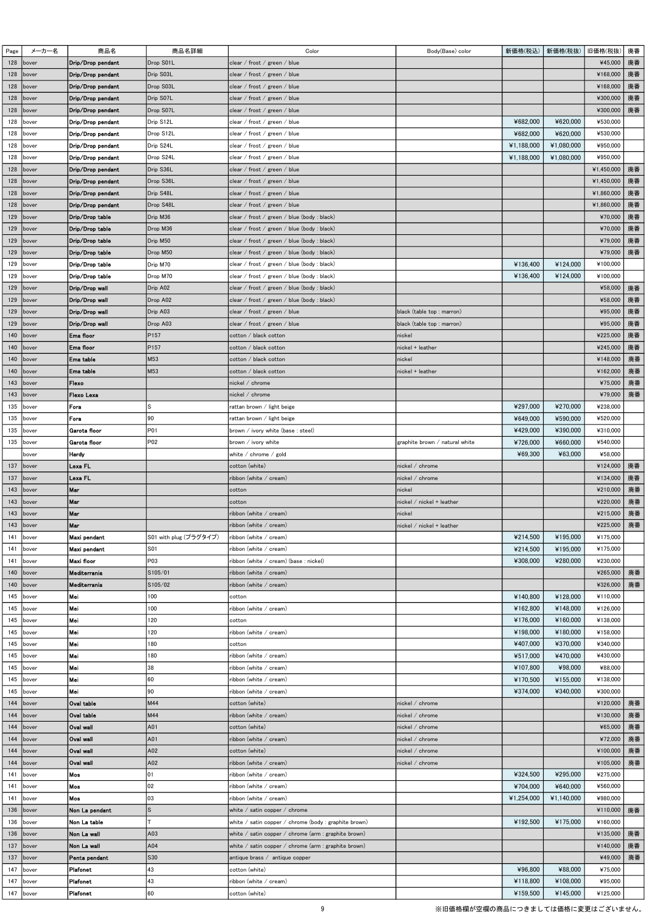| Page | メーカー名 | 商品名 | 商品名詳細 | Color | Body(Base) color | 新価格(税込) | 新価格(税抜) | 旧価格(税抜) | 廃番 |
|---|---|---|---|---|---|---|---|---|---|
| 128 | bover | Drip/Drop pendant | Drop S01L | clear / frost / green / blue | | | | ¥45,000 | 廃番 |
| 128 | bover | Drip/Drop pendant | Drip S03L | clear / frost / green / blue | | | | ¥168,000 | 廃番 |
| 128 | bover | Drip/Drop pendant | Drop S03L | clear / frost / green / blue | | | | ¥168,000 | 廃番 |
| 128 | bover | Drip/Drop pendant | Drip S07L | clear / frost / green / blue | | | | ¥300,000 | 廃番 |
| 128 | bover | Drip/Drop pendant | Drop S07L | clear / frost / green / blue | | | | ¥300,000 | 廃番 |
| 128 | bover | Drip/Drop pendant | Drip S12L | clear / frost / green / blue | | ¥682,000 | ¥620,000 | ¥530,000 | |
| 128 | bover | Drip/Drop pendant | Drop S12L | clear / frost / green / blue | | ¥682,000 | ¥620,000 | ¥530,000 | |
| 128 | bover | Drip/Drop pendant | Drip S24L | clear / frost / green / blue | | ¥1,188,000 | ¥1,080,000 | ¥950,000 | |
| 128 | bover | Drip/Drop pendant | Drop S24L | clear / frost / green / blue | | ¥1,188,000 | ¥1,080,000 | ¥950,000 | |
| 128 | bover | Drip/Drop pendant | Drip S36L | clear / frost / green / blue | | | | ¥1,450,000 | 廃番 |
| 128 | bover | Drip/Drop pendant | Drop S36L | clear / frost / green / blue | | | | ¥1,450,000 | 廃番 |
| 128 | bover | Drip/Drop pendant | Drip S48L | clear / frost / green / blue | | | | ¥1,860,000 | 廃番 |
| 128 | bover | Drip/Drop pendant | Drop S48L | clear / frost / green / blue | | | | ¥1,860,000 | 廃番 |
| 129 | bover | Drip/Drop table | Drip M36 | clear / frost / green / blue (body : black) | | | | ¥70,000 | 廃番 |
| 129 | bover | Drip/Drop table | Drop M36 | clear / frost / green / blue (body : black) | | | | ¥70,000 | 廃番 |
| 129 | bover | Drip/Drop table | Drip M50 | clear / frost / green / blue (body : black) | | | | ¥79,000 | 廃番 |
| 129 | bover | Drip/Drop table | Drop M50 | clear / frost / green / blue (body : black) | | | | ¥79,000 | 廃番 |
| 129 | bover | Drip/Drop table | Drip M70 | clear / frost / green / blue (body : black) | | ¥136,400 | ¥124,000 | ¥100,000 | |
| 129 | bover | Drip/Drop table | Drop M70 | clear / frost / green / blue (body : black) | | ¥136,400 | ¥124,000 | ¥100,000 | |
| 129 | bover | Drip/Drop wall | Drip A02 | clear / frost / green / blue (body : black) | | | | ¥58,000 | 廃番 |
| 129 | bover | Drip/Drop wall | Drop A02 | clear / frost / green / blue (body : black) | | | | ¥58,000 | 廃番 |
| 129 | bover | Drip/Drop wall | Drip A03 | clear / frost / green / blue | black (table top : marron) | | | ¥95,000 | 廃番 |
| 129 | bover | Drip/Drop wall | Drop A03 | clear / frost / green / blue | black (table top : marron) | | | ¥95,000 | 廃番 |
| 140 | bover | Ema floor | P157 | cotton / black cotton | nickel | | | ¥225,000 | 廃番 |
| 140 | bover | Ema floor | P157 | cotton / black cotton | nickel + leather | | | ¥245,000 | 廃番 |
| 140 | bover | Ema table | M53 | cotton / black cotton | nickel | | | ¥148,000 | 廃番 |
| 140 | bover | Ema table | M53 | cotton / black cotton | nickel + leather | | | ¥162,000 | 廃番 |
| 143 | bover | Flexo | | nickel / chrome | | | | ¥75,000 | 廃番 |
| 143 | bover | Flexo Lexa | | nickel / chrome | | | | ¥79,000 | 廃番 |
| 135 | bover | Fora | S | rattan brown / light beige | | ¥297,000 | ¥270,000 | ¥238,000 | |
| 135 | bover | Fora | 90 | rattan brown / light beige | | ¥649,000 | ¥590,000 | ¥520,000 | |
| 135 | bover | Garota floor | P01 | brown / ivory white (base : steel) | | ¥429,000 | ¥390,000 | ¥310,000 | |
| 135 | bover | Garota floor | P02 | brown / ivory white | graphite brown / natural white | ¥726,000 | ¥660,000 | ¥540,000 | |
| | bover | Hardy | | white / chrome / gold | | ¥69,300 | ¥63,000 | ¥58,000 | |
| 137 | bover | Lexa FL | | cotton (white) | nickel / chrome | | | ¥124,000 | 廃番 |
| 137 | bover | Lexa FL | | ribbon (white / cream) | nickel / chrome | | | ¥134,000 | 廃番 |
| 143 | bover | Mar | | cotton | nickel | | | ¥210,000 | 廃番 |
| 143 | bover | Mar | | cotton | nickel / nickel + leather | | | ¥220,000 | 廃番 |
| 143 | bover | Mar | | ribbon (white / cream) | nickel | | | ¥215,000 | 廃番 |
| 143 | bover | Mar | | ribbon (white / cream) | nickel / nickel + leather | | | ¥225,000 | 廃番 |
| 141 | bover | Maxi pendant | S01 with plug (プラグタイプ) | ribbon (white / cream) | | ¥214,500 | ¥195,000 | ¥175,000 | |
| 141 | bover | Maxi pendant | S01 | ribbon (white / cream) | | ¥214,500 | ¥195,000 | ¥175,000 | |
| 141 | bover | Maxi floor | P03 | ribbon (white / cream) (base : nickel) | | ¥308,000 | ¥280,000 | ¥230,000 | |
| 140 | bover | Mediterrania | S105/01 | ribbon (white / cream) | | | | ¥265,000 | 廃番 |
| 140 | bover | Mediterrania | S105/02 | ribbon (white / cream) | | | | ¥326,000 | 廃番 |
| 145 | bover | Mei | 100 | cotton | | ¥140,800 | ¥128,000 | ¥110,000 | |
| 145 | bover | Mei | 100 | ribbon (white / cream) | | ¥162,800 | ¥148,000 | ¥126,000 | |
| 145 | bover | Mei | 120 | cotton | | ¥176,000 | ¥160,000 | ¥138,000 | |
| 145 | bover | Mei | 120 | ribbon (white / cream) | | ¥198,000 | ¥180,000 | ¥158,000 | |
| 145 | bover | Mei | 180 | cotton | | ¥407,000 | ¥370,000 | ¥340,000 | |
| 145 | bover | Mei | 180 | ribbon (white / cream) | | ¥517,000 | ¥470,000 | ¥430,000 | |
| 145 | bover | Mei | 38 | ribbon (white / cream) | | ¥107,800 | ¥98,000 | ¥88,000 | |
| 145 | bover | Mei | 60 | ribbon (white / cream) | | ¥170,500 | ¥155,000 | ¥138,000 | |
| 145 | bover | Mei | 90 | ribbon (white / cream) | | ¥374,000 | ¥340,000 | ¥300,000 | |
| 144 | bover | Oval table | M44 | cotton (white) | nickel / chrome | | | ¥120,000 | 廃番 |
| 144 | bover | Oval table | M44 | ribbon (white / cream) | nickel / chrome | | | ¥130,000 | 廃番 |
| 144 | bover | Oval wall | A01 | cotton (white) | nickel / chrome | | | ¥65,000 | 廃番 |
| 144 | bover | Oval wall | A01 | ribbon (white / cream) | nickel / chrome | | | ¥72,000 | 廃番 |
| 144 | bover | Oval wall | A02 | cotton (white) | nickel / chrome | | | ¥100,000 | 廃番 |
| 144 | bover | Oval wall | A02 | ribbon (white / cream) | nickel / chrome | | | ¥105,000 | 廃番 |
| 141 | bover | Mos | 01 | ribbon (white / cream) | | ¥324,500 | ¥295,000 | ¥275,000 | |
| 141 | bover | Mos | 02 | ribbon (white / cream) | | ¥704,000 | ¥640,000 | ¥560,000 | |
| 141 | bover | Mos | 03 | ribbon (white / cream) | | ¥1,254,000 | ¥1,140,000 | ¥980,000 | |
| 136 | bover | Non La pendant | S | white / satin copper / chrome | | | | ¥110,000 | 廃番 |
| 136 | bover | Non La table | T | white / satin copper / chrome (body : graphite brown) | | ¥192,500 | ¥175,000 | ¥160,000 | |
| 136 | bover | Non La wall | A03 | white / satin copper / chrome (arm : graphite brown) | | | | ¥135,000 | 廃番 |
| 137 | bover | Non La wall | A04 | white / satin copper / chrome (arm : graphite brown) | | | | ¥140,000 | 廃番 |
| 137 | bover | Penta pendant | S30 | antique brass / antique copper | | | | ¥49,000 | 廃番 |
| 147 | bover | Plafonet | 43 | cotton (white) | | ¥96,800 | ¥88,000 | ¥75,000 | |
| 147 | bover | Plafonet | 43 | ribbon (white / cream) | | ¥118,800 | ¥108,000 | ¥95,000 | |
| 147 | bover | Plafonet | 60 | cotton (white) | | ¥159,500 | ¥145,000 | ¥125,000 | |

※旧価格欄が空欄の商品につきましては価格に変更はございません。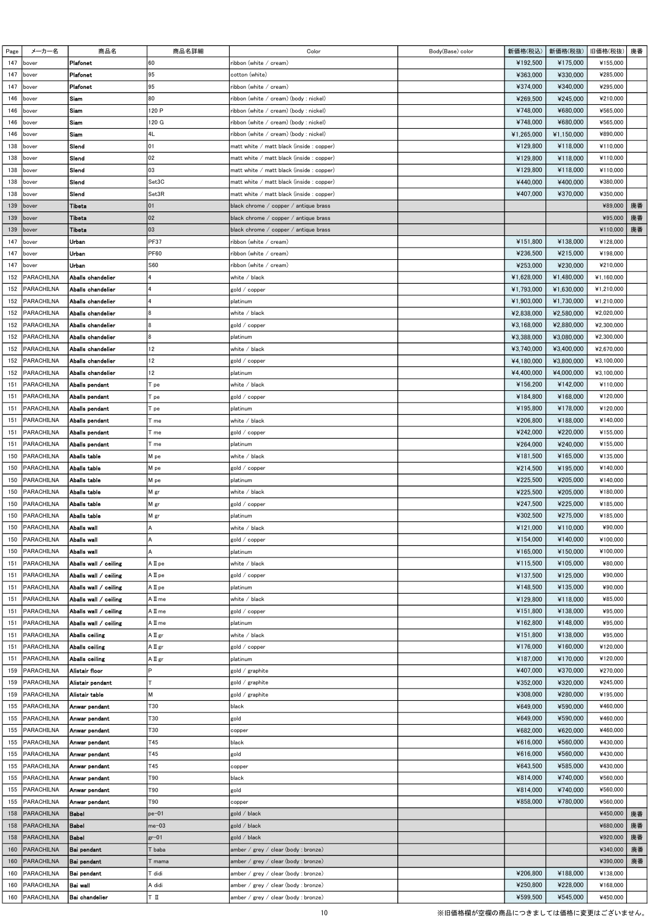| Page | メーカー名 | 商品名 | 商品名詳細 | Color | Body(Base) color | 新価格(税込) | 新価格(税抜) | 旧価格(税抜) | 廃番 |
|---|---|---|---|---|---|---|---|---|---|
| 147 | bover | **Plafonet** | 60 | ribbon (white / cream) | | ¥192,500 | ¥175,000 | ¥155,000 | |
| 147 | bover | **Plafonet** | 95 | cotton (white) | | ¥363,000 | ¥330,000 | ¥285,000 | |
| 147 | bover | **Plafonet** | 95 | ribbon (white / cream) | | ¥374,000 | ¥340,000 | ¥295,000 | |
| 146 | bover | **Siam** | 80 | ribbon (white / cream) (body : nickel) | | ¥269,500 | ¥245,000 | ¥210,000 | |
| 146 | bover | **Siam** | 120 P | ribbon (white / cream) (body : nickel) | | ¥748,000 | ¥680,000 | ¥565,000 | |
| 146 | bover | **Siam** | 120 G | ribbon (white / cream) (body : nickel) | | ¥748,000 | ¥680,000 | ¥565,000 | |
| 146 | bover | **Siam** | 4L | ribbon (white / cream) (body : nickel) | | ¥1,265,000 | ¥1,150,000 | ¥890,000 | |
| 138 | bover | **Slend** | 01 | matt white / matt black (inside : copper) | | ¥129,800 | ¥118,000 | ¥110,000 | |
| 138 | bover | **Slend** | 02 | matt white / matt black (inside : copper) | | ¥129,800 | ¥118,000 | ¥110,000 | |
| 138 | bover | **Slend** | 03 | matt white / matt black (inside : copper) | | ¥129,800 | ¥118,000 | ¥110,000 | |
| 138 | bover | **Slend** | Set3C | matt white / matt black (inside : copper) | | ¥440,000 | ¥400,000 | ¥380,000 | |
| 138 | bover | **Slend** | Set3R | matt white / matt black (inside : copper) | | ¥407,000 | ¥370,000 | ¥350,000 | |
| 139 | bover | **Tibeta** | 01 | black chrome / copper / antique brass | | | | ¥89,000 | 廃番 |
| 139 | bover | **Tibeta** | 02 | black chrome / copper / antique brass | | | | ¥95,000 | 廃番 |
| 139 | bover | **Tibeta** | 03 | black chrome / copper / antique brass | | | | ¥110,000 | 廃番 |
| 147 | bover | **Urban** | PF37 | ribbon (white / cream) | | ¥151,800 | ¥138,000 | ¥128,000 | |
| 147 | bover | **Urban** | PF60 | ribbon (white / cream) | | ¥236,500 | ¥215,000 | ¥198,000 | |
| 147 | bover | **Urban** | S60 | ribbon (white / cream) | | ¥253,000 | ¥230,000 | ¥210,000 | |
| 152 | PARACHILNA | **Aballs chandelier** | 4 | white / black | | ¥1,628,000 | ¥1,480,000 | ¥1,160,000 | |
| 152 | PARACHILNA | **Aballs chandelier** | 4 | gold / copper | | ¥1,793,000 | ¥1,630,000 | ¥1,210,000 | |
| 152 | PARACHILNA | **Aballs chandelier** | 4 | platinum | | ¥1,903,000 | ¥1,730,000 | ¥1,210,000 | |
| 152 | PARACHILNA | **Aballs chandelier** | 8 | white / black | | ¥2,838,000 | ¥2,580,000 | ¥2,020,000 | |
| 152 | PARACHILNA | **Aballs chandelier** | 8 | gold / copper | | ¥3,168,000 | ¥2,880,000 | ¥2,300,000 | |
| 152 | PARACHILNA | **Aballs chandelier** | 8 | platinum | | ¥3,388,000 | ¥3,080,000 | ¥2,300,000 | |
| 152 | PARACHILNA | **Aballs chandelier** | 12 | white / black | | ¥3,740,000 | ¥3,400,000 | ¥2,670,000 | |
| 152 | PARACHILNA | **Aballs chandelier** | 12 | gold / copper | | ¥4,180,000 | ¥3,800,000 | ¥3,100,000 | |
| 152 | PARACHILNA | **Aballs chandelier** | 12 | platinum | | ¥4,400,000 | ¥4,000,000 | ¥3,100,000 | |
| 151 | PARACHILNA | **Aballs pendant** | T pe | white / black | | ¥156,200 | ¥142,000 | ¥110,000 | |
| 151 | PARACHILNA | **Aballs pendant** | T pe | gold / copper | | ¥184,800 | ¥168,000 | ¥120,000 | |
| 151 | PARACHILNA | **Aballs pendant** | T pe | platinum | | ¥195,800 | ¥178,000 | ¥120,000 | |
| 151 | PARACHILNA | **Aballs pendant** | T me | white / black | | ¥206,800 | ¥188,000 | ¥140,000 | |
| 151 | PARACHILNA | **Aballs pendant** | T me | gold / copper | | ¥242,000 | ¥220,000 | ¥155,000 | |
| 151 | PARACHILNA | **Aballs pendant** | T me | platinum | | ¥264,000 | ¥240,000 | ¥155,000 | |
| 150 | PARACHILNA | **Aballs table** | M pe | white / black | | ¥181,500 | ¥165,000 | ¥135,000 | |
| 150 | PARACHILNA | **Aballs table** | M pe | gold / copper | | ¥214,500 | ¥195,000 | ¥140,000 | |
| 150 | PARACHILNA | **Aballs table** | M pe | platinum | | ¥225,500 | ¥205,000 | ¥140,000 | |
| 150 | PARACHILNA | **Aballs table** | M gr | white / black | | ¥225,500 | ¥205,000 | ¥180,000 | |
| 150 | PARACHILNA | **Aballs table** | M gr | gold / copper | | ¥247,500 | ¥225,000 | ¥185,000 | |
| 150 | PARACHILNA | **Aballs table** | M gr | platinum | | ¥302,500 | ¥275,000 | ¥185,000 | |
| 150 | PARACHILNA | **Aballs wall** | A | white / black | | ¥121,000 | ¥110,000 | ¥90,000 | |
| 150 | PARACHILNA | **Aballs wall** | A | gold / copper | | ¥154,000 | ¥140,000 | ¥100,000 | |
| 150 | PARACHILNA | **Aballs wall** | A | platinum | | ¥165,000 | ¥150,000 | ¥100,000 | |
| 151 | PARACHILNA | **Aballs wall / ceiling** | A Ⅱ pe | white / black | | ¥115,500 | ¥105,000 | ¥80,000 | |
| 151 | PARACHILNA | **Aballs wall / ceiling** | A Ⅱ pe | gold / copper | | ¥137,500 | ¥125,000 | ¥90,000 | |
| 151 | PARACHILNA | **Aballs wall / ceiling** | A Ⅱ pe | platinum | | ¥148,500 | ¥135,000 | ¥90,000 | |
| 151 | PARACHILNA | **Aballs wall / ceiling** | A Ⅱ me | white / black | | ¥129,800 | ¥118,000 | ¥85,000 | |
| 151 | PARACHILNA | **Aballs wall / ceiling** | A Ⅱ me | gold / copper | | ¥151,800 | ¥138,000 | ¥95,000 | |
| 151 | PARACHILNA | **Aballs wall / ceiling** | A Ⅱ me | platinum | | ¥162,800 | ¥148,000 | ¥95,000 | |
| 151 | PARACHILNA | **Aballs ceiling** | A Ⅱ gr | white / black | | ¥151,800 | ¥138,000 | ¥95,000 | |
| 151 | PARACHILNA | **Aballs ceiling** | A Ⅱ gr | gold / copper | | ¥176,000 | ¥160,000 | ¥120,000 | |
| 151 | PARACHILNA | **Aballs ceiling** | A Ⅱ gr | platinum | | ¥187,000 | ¥170,000 | ¥120,000 | |
| 159 | PARACHILNA | **Alistair floor** | P | gold / graphite | | ¥407,000 | ¥370,000 | ¥270,000 | |
| 159 | PARACHILNA | **Alistair pendant** | T | gold / graphite | | ¥352,000 | ¥320,000 | ¥245,000 | |
| 159 | PARACHILNA | **Alistair table** | M | gold / graphite | | ¥308,000 | ¥280,000 | ¥195,000 | |
| 155 | PARACHILNA | **Anwar pendant** | T30 | black | | ¥649,000 | ¥590,000 | ¥460,000 | |
| 155 | PARACHILNA | **Anwar pendant** | T30 | gold | | ¥649,000 | ¥590,000 | ¥460,000 | |
| 155 | PARACHILNA | **Anwar pendant** | T30 | copper | | ¥682,000 | ¥620,000 | ¥460,000 | |
| 155 | PARACHILNA | **Anwar pendant** | T45 | black | | ¥616,000 | ¥560,000 | ¥430,000 | |
| 155 | PARACHILNA | **Anwar pendant** | T45 | gold | | ¥616,000 | ¥560,000 | ¥430,000 | |
| 155 | PARACHILNA | **Anwar pendant** | T45 | copper | | ¥643,500 | ¥585,000 | ¥430,000 | |
| 155 | PARACHILNA | **Anwar pendant** | T90 | black | | ¥814,000 | ¥740,000 | ¥560,000 | |
| 155 | PARACHILNA | **Anwar pendant** | T90 | gold | | ¥814,000 | ¥740,000 | ¥560,000 | |
| 155 | PARACHILNA | **Anwar pendant** | T90 | copper | | ¥858,000 | ¥780,000 | ¥560,000 | |
| 158 | PARACHILNA | **Babel** | pe-01 | gold / black | | | | ¥450,000 | 廃番 |
| 158 | PARACHILNA | **Babel** | me-03 | gold / black | | | | ¥680,000 | 廃番 |
| 158 | PARACHILNA | **Babel** | gr-01 | gold / black | | | | ¥920,000 | 廃番 |
| 160 | PARACHILNA | **Bai pendant** | T baba | amber / grey / clear (body : bronze) | | | | ¥340,000 | 廃番 |
| 160 | PARACHILNA | **Bai pendant** | T mama | amber / grey / clear (body : bronze) | | | | ¥390,000 | 廃番 |
| 160 | PARACHILNA | **Bai pendant** | T didi | amber / grey / clear (body : bronze) | | ¥206,800 | ¥188,000 | ¥138,000 | |
| 160 | PARACHILNA | **Bai wall** | A didi | amber / grey / clear (body : bronze) | | ¥250,800 | ¥228,000 | ¥168,000 | |
| 160 | PARACHILNA | **Bai chandelier** | T Ⅱ | amber / grey / clear (body : bronze) | | ¥599,500 | ¥545,000 | ¥450,000 | |

※旧価格欄が空欄の商品につきましては価格に変更はございません。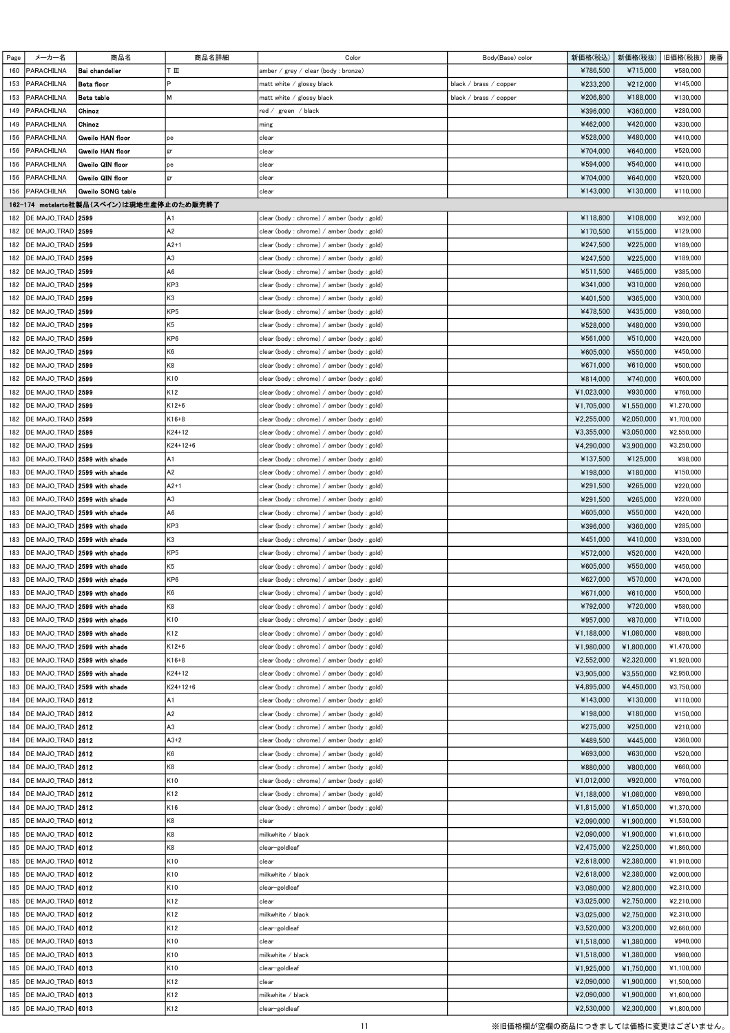| Page | メーカー名 | 商品名 | 商品名詳細 | Color | Body(Base) color | 新価格(税込) | 新価格(税抜) | 旧価格(税抜) | 廃番 |
|---|---|---|---|---|---|---|---|---|---|
| 160 | PARACHILNA | Bai chandelier | T Ⅲ | amber / grey / clear (body : bronze) | | ¥786,500 | ¥715,000 | ¥580,000 | |
| 153 | PARACHILNA | Beta floor | P | matt white / glossy black | black / brass / copper | ¥233,200 | ¥212,000 | ¥145,000 | |
| 153 | PARACHILNA | Beta table | M | matt white / glossy black | black / brass / copper | ¥206,800 | ¥188,000 | ¥130,000 | |
| 149 | PARACHILNA | Chinoz | | red / green / black | | ¥396,000 | ¥360,000 | ¥280,000 | |
| 149 | PARACHILNA | Chinoz | | ming | | ¥462,000 | ¥420,000 | ¥330,000 | |
| 156 | PARACHILNA | Gweilo HAN floor | pe | clear | | ¥528,000 | ¥480,000 | ¥410,000 | |
| 156 | PARACHILNA | Gweilo HAN floor | gr | clear | | ¥704,000 | ¥640,000 | ¥520,000 | |
| 156 | PARACHILNA | Gweilo QIN floor | pe | clear | | ¥594,000 | ¥540,000 | ¥410,000 | |
| 156 | PARACHILNA | Gweilo QIN floor | gr | clear | | ¥704,000 | ¥640,000 | ¥520,000 | |
| 156 | PARACHILNA | Gweilo SONG table | | clear | | ¥143,000 | ¥130,000 | ¥110,000 | |
| 162-174 metalarte社製品(スペイン)は現地生産停止のため販売終了 | | | | | | | | | |
| 182 | DE MAJO_TRAD | 2599 | A1 | clear (body : chrome) / amber (body : gold) | | ¥118,800 | ¥108,000 | ¥92,000 | |
| 182 | DE MAJO_TRAD | 2599 | A2 | clear (body : chrome) / amber (body : gold) | | ¥170,500 | ¥155,000 | ¥129,000 | |
| 182 | DE MAJO_TRAD | 2599 | A2+1 | clear (body : chrome) / amber (body : gold) | | ¥247,500 | ¥225,000 | ¥189,000 | |
| 182 | DE MAJO_TRAD | 2599 | A3 | clear (body : chrome) / amber (body : gold) | | ¥247,500 | ¥225,000 | ¥189,000 | |
| 182 | DE MAJO_TRAD | 2599 | A6 | clear (body : chrome) / amber (body : gold) | | ¥511,500 | ¥465,000 | ¥385,000 | |
| 182 | DE MAJO_TRAD | 2599 | KP3 | clear (body : chrome) / amber (body : gold) | | ¥341,000 | ¥310,000 | ¥260,000 | |
| 182 | DE MAJO_TRAD | 2599 | K3 | clear (body : chrome) / amber (body : gold) | | ¥401,500 | ¥365,000 | ¥300,000 | |
| 182 | DE MAJO_TRAD | 2599 | KP5 | clear (body : chrome) / amber (body : gold) | | ¥478,500 | ¥435,000 | ¥360,000 | |
| 182 | DE MAJO_TRAD | 2599 | K5 | clear (body : chrome) / amber (body : gold) | | ¥528,000 | ¥480,000 | ¥390,000 | |
| 182 | DE MAJO_TRAD | 2599 | KP6 | clear (body : chrome) / amber (body : gold) | | ¥561,000 | ¥510,000 | ¥420,000 | |
| 182 | DE MAJO_TRAD | 2599 | K6 | clear (body : chrome) / amber (body : gold) | | ¥605,000 | ¥550,000 | ¥450,000 | |
| 182 | DE MAJO_TRAD | 2599 | K8 | clear (body : chrome) / amber (body : gold) | | ¥671,000 | ¥610,000 | ¥500,000 | |
| 182 | DE MAJO_TRAD | 2599 | K10 | clear (body : chrome) / amber (body : gold) | | ¥814,000 | ¥740,000 | ¥600,000 | |
| 182 | DE MAJO_TRAD | 2599 | K12 | clear (body : chrome) / amber (body : gold) | | ¥1,023,000 | ¥930,000 | ¥760,000 | |
| 182 | DE MAJO_TRAD | 2599 | K12+6 | clear (body : chrome) / amber (body : gold) | | ¥1,705,000 | ¥1,550,000 | ¥1,270,000 | |
| 182 | DE MAJO_TRAD | 2599 | K16+8 | clear (body : chrome) / amber (body : gold) | | ¥2,255,000 | ¥2,050,000 | ¥1,700,000 | |
| 182 | DE MAJO_TRAD | 2599 | K24+12 | clear (body : chrome) / amber (body : gold) | | ¥3,355,000 | ¥3,050,000 | ¥2,550,000 | |
| 182 | DE MAJO_TRAD | 2599 | K24+12+6 | clear (body : chrome) / amber (body : gold) | | ¥4,290,000 | ¥3,900,000 | ¥3,250,000 | |
| 183 | DE MAJO_TRAD | 2599 with shade | A1 | clear (body : chrome) / amber (body : gold) | | ¥137,500 | ¥125,000 | ¥98,000 | |
| 183 | DE MAJO_TRAD | 2599 with shade | A2 | clear (body : chrome) / amber (body : gold) | | ¥198,000 | ¥180,000 | ¥150,000 | |
| 183 | DE MAJO_TRAD | 2599 with shade | A2+1 | clear (body : chrome) / amber (body : gold) | | ¥291,500 | ¥265,000 | ¥220,000 | |
| 183 | DE MAJO_TRAD | 2599 with shade | A3 | clear (body : chrome) / amber (body : gold) | | ¥291,500 | ¥265,000 | ¥220,000 | |
| 183 | DE MAJO_TRAD | 2599 with shade | A6 | clear (body : chrome) / amber (body : gold) | | ¥605,000 | ¥550,000 | ¥420,000 | |
| 183 | DE MAJO_TRAD | 2599 with shade | KP3 | clear (body : chrome) / amber (body : gold) | | ¥396,000 | ¥360,000 | ¥285,000 | |
| 183 | DE MAJO_TRAD | 2599 with shade | K3 | clear (body : chrome) / amber (body : gold) | | ¥451,000 | ¥410,000 | ¥330,000 | |
| 183 | DE MAJO_TRAD | 2599 with shade | KP5 | clear (body : chrome) / amber (body : gold) | | ¥572,000 | ¥520,000 | ¥420,000 | |
| 183 | DE MAJO_TRAD | 2599 with shade | K5 | clear (body : chrome) / amber (body : gold) | | ¥605,000 | ¥550,000 | ¥450,000 | |
| 183 | DE MAJO_TRAD | 2599 with shade | KP6 | clear (body : chrome) / amber (body : gold) | | ¥627,000 | ¥570,000 | ¥470,000 | |
| 183 | DE MAJO_TRAD | 2599 with shade | K6 | clear (body : chrome) / amber (body : gold) | | ¥671,000 | ¥610,000 | ¥500,000 | |
| 183 | DE MAJO_TRAD | 2599 with shade | K8 | clear (body : chrome) / amber (body : gold) | | ¥792,000 | ¥720,000 | ¥580,000 | |
| 183 | DE MAJO_TRAD | 2599 with shade | K10 | clear (body : chrome) / amber (body : gold) | | ¥957,000 | ¥870,000 | ¥710,000 | |
| 183 | DE MAJO_TRAD | 2599 with shade | K12 | clear (body : chrome) / amber (body : gold) | | ¥1,188,000 | ¥1,080,000 | ¥880,000 | |
| 183 | DE MAJO_TRAD | 2599 with shade | K12+6 | clear (body : chrome) / amber (body : gold) | | ¥1,980,000 | ¥1,800,000 | ¥1,470,000 | |
| 183 | DE MAJO_TRAD | 2599 with shade | K16+8 | clear (body : chrome) / amber (body : gold) | | ¥2,552,000 | ¥2,320,000 | ¥1,920,000 | |
| 183 | DE MAJO_TRAD | 2599 with shade | K24+12 | clear (body : chrome) / amber (body : gold) | | ¥3,905,000 | ¥3,550,000 | ¥2,950,000 | |
| 183 | DE MAJO_TRAD | 2599 with shade | K24+12+6 | clear (body : chrome) / amber (body : gold) | | ¥4,895,000 | ¥4,450,000 | ¥3,750,000 | |
| 184 | DE MAJO_TRAD | 2612 | A1 | clear (body : chrome) / amber (body : gold) | | ¥143,000 | ¥130,000 | ¥110,000 | |
| 184 | DE MAJO_TRAD | 2612 | A2 | clear (body : chrome) / amber (body : gold) | | ¥198,000 | ¥180,000 | ¥150,000 | |
| 184 | DE MAJO_TRAD | 2612 | A3 | clear (body : chrome) / amber (body : gold) | | ¥275,000 | ¥250,000 | ¥210,000 | |
| 184 | DE MAJO_TRAD | 2612 | A3+2 | clear (body : chrome) / amber (body : gold) | | ¥489,500 | ¥445,000 | ¥360,000 | |
| 184 | DE MAJO_TRAD | 2612 | K6 | clear (body : chrome) / amber (body : gold) | | ¥693,000 | ¥630,000 | ¥520,000 | |
| 184 | DE MAJO_TRAD | 2612 | K8 | clear (body : chrome) / amber (body : gold) | | ¥880,000 | ¥800,000 | ¥660,000 | |
| 184 | DE MAJO_TRAD | 2612 | K10 | clear (body : chrome) / amber (body : gold) | | ¥1,012,000 | ¥920,000 | ¥760,000 | |
| 184 | DE MAJO_TRAD | 2612 | K12 | clear (body : chrome) / amber (body : gold) | | ¥1,188,000 | ¥1,080,000 | ¥890,000 | |
| 184 | DE MAJO_TRAD | 2612 | K16 | clear (body : chrome) / amber (body : gold) | | ¥1,815,000 | ¥1,650,000 | ¥1,370,000 | |
| 185 | DE MAJO_TRAD | 6012 | K8 | clear | | ¥2,090,000 | ¥1,900,000 | ¥1,530,000 | |
| 185 | DE MAJO_TRAD | 6012 | K8 | milkwhite / black | | ¥2,090,000 | ¥1,900,000 | ¥1,610,000 | |
| 185 | DE MAJO_TRAD | 6012 | K8 | clear-goldleaf | | ¥2,475,000 | ¥2,250,000 | ¥1,860,000 | |
| 185 | DE MAJO_TRAD | 6012 | K10 | clear | | ¥2,618,000 | ¥2,380,000 | ¥1,910,000 | |
| 185 | DE MAJO_TRAD | 6012 | K10 | milkwhite / black | | ¥2,618,000 | ¥2,380,000 | ¥2,000,000 | |
| 185 | DE MAJO_TRAD | 6012 | K10 | clear-goldleaf | | ¥3,080,000 | ¥2,800,000 | ¥2,310,000 | |
| 185 | DE MAJO_TRAD | 6012 | K12 | clear | | ¥3,025,000 | ¥2,750,000 | ¥2,210,000 | |
| 185 | DE MAJO_TRAD | 6012 | K12 | milkwhite / black | | ¥3,025,000 | ¥2,750,000 | ¥2,310,000 | |
| 185 | DE MAJO_TRAD | 6012 | K12 | clear-goldleaf | | ¥3,520,000 | ¥3,200,000 | ¥2,660,000 | |
| 185 | DE MAJO_TRAD | 6013 | K10 | clear | | ¥1,518,000 | ¥1,380,000 | ¥940,000 | |
| 185 | DE MAJO_TRAD | 6013 | K10 | milkwhite / black | | ¥1,518,000 | ¥1,380,000 | ¥980,000 | |
| 185 | DE MAJO_TRAD | 6013 | K10 | clear-goldleaf | | ¥1,925,000 | ¥1,750,000 | ¥1,100,000 | |
| 185 | DE MAJO_TRAD | 6013 | K12 | clear | | ¥2,090,000 | ¥1,900,000 | ¥1,500,000 | |
| 185 | DE MAJO_TRAD | 6013 | K12 | milkwhite / black | | ¥2,090,000 | ¥1,900,000 | ¥1,600,000 | |
| 185 | DE MAJO_TRAD | 6013 | K12 | clear-goldleaf | | ¥2,530,000 | ¥2,300,000 | ¥1,800,000 | |

※旧価格欄が空欄の商品につきましては価格に変更はございません。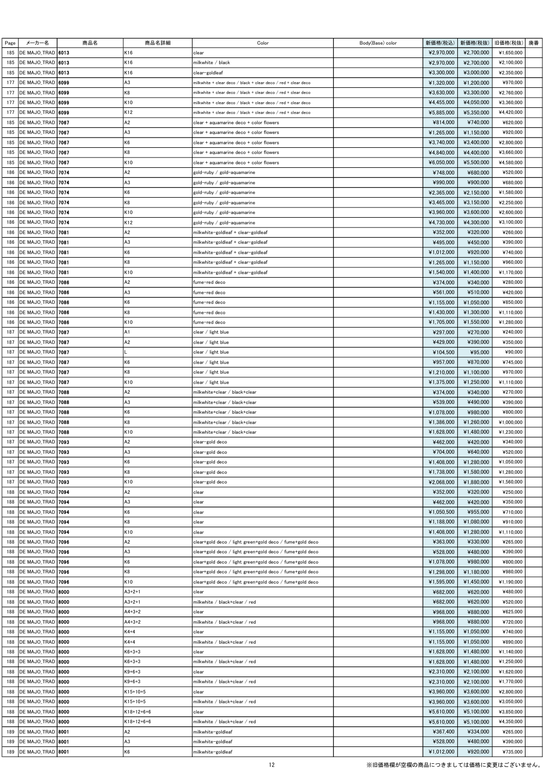| Page | メーカー名 | 商品名 | 商品名詳細 | Color | Body(Base) color | 新価格(税込) | 新価格(税抜) | 旧価格(税抜) | 廃番 |
|---|---|---|---|---|---|---|---|---|---|
| 185 | DE MAJO_TRAD | **6013** | K16 | clear | | ¥2,970,000 | ¥2,700,000 | ¥1,650,000 | |
| 185 | DE MAJO_TRAD | **6013** | K16 | milkwhite / black | | ¥2,970,000 | ¥2,700,000 | ¥2,100,000 | |
| 185 | DE MAJO_TRAD | **6013** | K16 | clear-goldleaf | | ¥3,300,000 | ¥3,000,000 | ¥2,350,000 | |
| 177 | DE MAJO_TRAD | **6099** | A3 | milkwhite + clear deco / black + clear deco / red + clear deco | | ¥1,320,000 | ¥1,200,000 | ¥970,000 | |
| 177 | DE MAJO_TRAD | **6099** | K8 | milkwhite + clear deco / black + clear deco / red + clear deco | | ¥3,630,000 | ¥3,300,000 | ¥2,760,000 | |
| 177 | DE MAJO_TRAD | **6099** | K10 | milkwhite + clear deco / black + clear deco / red + clear deco | | ¥4,455,000 | ¥4,050,000 | ¥3,360,000 | |
| 177 | DE MAJO_TRAD | **6099** | K12 | milkwhite + clear deco / black + clear deco / red + clear deco | | ¥5,885,000 | ¥5,350,000 | ¥4,420,000 | |
| 185 | DE MAJO_TRAD | **7067** | A2 | clear + aquamarine deco + color flowers | | ¥814,000 | ¥740,000 | ¥620,000 | |
| 185 | DE MAJO_TRAD | **7067** | A3 | clear + aquamarine deco + color flowers | | ¥1,265,000 | ¥1,150,000 | ¥920,000 | |
| 185 | DE MAJO_TRAD | **7067** | K6 | clear + aquamarine deco + color flowers | | ¥3,740,000 | ¥3,400,000 | ¥2,800,000 | |
| 185 | DE MAJO_TRAD | **7067** | K8 | clear + aquamarine deco + color flowers | | ¥4,840,000 | ¥4,400,000 | ¥3,660,000 | |
| 185 | DE MAJO_TRAD | **7067** | K10 | clear + aquamarine deco + color flowers | | ¥6,050,000 | ¥5,500,000 | ¥4,580,000 | |
| 186 | DE MAJO_TRAD | **7074** | A2 | gold-ruby / gold-aquamarine | | ¥748,000 | ¥680,000 | ¥520,000 | |
| 186 | DE MAJO_TRAD | **7074** | A3 | gold-ruby / gold-aquamarine | | ¥990,000 | ¥900,000 | ¥680,000 | |
| 186 | DE MAJO_TRAD | **7074** | K6 | gold-ruby / gold-aquamarine | | ¥2,365,000 | ¥2,150,000 | ¥1,580,000 | |
| 186 | DE MAJO_TRAD | **7074** | K8 | gold-ruby / gold-aquamarine | | ¥3,465,000 | ¥3,150,000 | ¥2,250,000 | |
| 186 | DE MAJO_TRAD | **7074** | K10 | gold-ruby / gold-aquamarine | | ¥3,960,000 | ¥3,600,000 | ¥2,600,000 | |
| 186 | DE MAJO_TRAD | **7074** | K12 | gold-ruby / gold-aquamarine | | ¥4,730,000 | ¥4,300,000 | ¥3,100,000 | |
| 186 | DE MAJO_TRAD | **7081** | A2 | milkwhite-goldleaf + clear-goldleaf | | ¥352,000 | ¥320,000 | ¥260,000 | |
| 186 | DE MAJO_TRAD | **7081** | A3 | milkwhite-goldleaf + clear-goldleaf | | ¥495,000 | ¥450,000 | ¥390,000 | |
| 186 | DE MAJO_TRAD | **7081** | K6 | milkwhite-goldleaf + clear-goldleaf | | ¥1,012,000 | ¥920,000 | ¥740,000 | |
| 186 | DE MAJO_TRAD | **7081** | K8 | milkwhite-goldleaf + clear-goldleaf | | ¥1,265,000 | ¥1,150,000 | ¥960,000 | |
| 186 | DE MAJO_TRAD | **7081** | K10 | milkwhite-goldleaf + clear-goldleaf | | ¥1,540,000 | ¥1,400,000 | ¥1,170,000 | |
| 186 | DE MAJO_TRAD | **7086** | A2 | fume-red deco | | ¥374,000 | ¥340,000 | ¥280,000 | |
| 186 | DE MAJO_TRAD | **7086** | A3 | fume-red deco | | ¥561,000 | ¥510,000 | ¥420,000 | |
| 186 | DE MAJO_TRAD | **7086** | K6 | fume-red deco | | ¥1,155,000 | ¥1,050,000 | ¥850,000 | |
| 186 | DE MAJO_TRAD | **7086** | K8 | fume-red deco | | ¥1,430,000 | ¥1,300,000 | ¥1,110,000 | |
| 186 | DE MAJO_TRAD | **7086** | K10 | fume-red deco | | ¥1,705,000 | ¥1,550,000 | ¥1,280,000 | |
| 187 | DE MAJO_TRAD | **7087** | A1 | clear / light blue | | ¥297,000 | ¥270,000 | ¥240,000 | |
| 187 | DE MAJO_TRAD | **7087** | A2 | clear / light blue | | ¥429,000 | ¥390,000 | ¥350,000 | |
| 187 | DE MAJO_TRAD | **7087** | L | clear / light blue | | ¥104,500 | ¥95,000 | ¥90,000 | |
| 187 | DE MAJO_TRAD | **7087** | K6 | clear / light blue | | ¥957,000 | ¥870,000 | ¥745,000 | |
| 187 | DE MAJO_TRAD | **7087** | K8 | clear / light blue | | ¥1,210,000 | ¥1,100,000 | ¥970,000 | |
| 187 | DE MAJO_TRAD | **7087** | K10 | clear / light blue | | ¥1,375,000 | ¥1,250,000 | ¥1,110,000 | |
| 187 | DE MAJO_TRAD | **7088** | A2 | milkwhite+clear / black+clear | | ¥374,000 | ¥340,000 | ¥270,000 | |
| 187 | DE MAJO_TRAD | **7088** | A3 | milkwhite+clear / black+clear | | ¥539,000 | ¥490,000 | ¥390,000 | |
| 187 | DE MAJO_TRAD | **7088** | K6 | milkwhite+clear / black+clear | | ¥1,078,000 | ¥980,000 | ¥800,000 | |
| 187 | DE MAJO_TRAD | **7088** | K8 | milkwhite+clear / black+clear | | ¥1,386,000 | ¥1,260,000 | ¥1,000,000 | |
| 187 | DE MAJO_TRAD | **7088** | K10 | milkwhite+clear / black+clear | | ¥1,628,000 | ¥1,480,000 | ¥1,230,000 | |
| 187 | DE MAJO_TRAD | **7093** | A2 | clear-gold deco | | ¥462,000 | ¥420,000 | ¥340,000 | |
| 187 | DE MAJO_TRAD | **7093** | A3 | clear-gold deco | | ¥704,000 | ¥640,000 | ¥520,000 | |
| 187 | DE MAJO_TRAD | **7093** | K6 | clear-gold deco | | ¥1,408,000 | ¥1,280,000 | ¥1,050,000 | |
| 187 | DE MAJO_TRAD | **7093** | K8 | clear-gold deco | | ¥1,738,000 | ¥1,580,000 | ¥1,280,000 | |
| 187 | DE MAJO_TRAD | **7093** | K10 | clear-gold deco | | ¥2,068,000 | ¥1,880,000 | ¥1,560,000 | |
| 188 | DE MAJO_TRAD | **7094** | A2 | clear | | ¥352,000 | ¥320,000 | ¥250,000 | |
| 188 | DE MAJO_TRAD | **7094** | A3 | clear | | ¥462,000 | ¥420,000 | ¥350,000 | |
| 188 | DE MAJO_TRAD | **7094** | K6 | clear | | ¥1,050,500 | ¥955,000 | ¥710,000 | |
| 188 | DE MAJO_TRAD | **7094** | K8 | clear | | ¥1,188,000 | ¥1,080,000 | ¥910,000 | |
| 188 | DE MAJO_TRAD | **7094** | K10 | clear | | ¥1,408,000 | ¥1,280,000 | ¥1,110,000 | |
| 188 | DE MAJO_TRAD | **7096** | A2 | clear+gold deco / light green+gold deco / fume+gold deco | | ¥363,000 | ¥330,000 | ¥265,000 | |
| 188 | DE MAJO_TRAD | **7096** | A3 | clear+gold deco / light green+gold deco / fume+gold deco | | ¥528,000 | ¥480,000 | ¥390,000 | |
| 188 | DE MAJO_TRAD | **7096** | K6 | clear+gold deco / light green+gold deco / fume+gold deco | | ¥1,078,000 | ¥980,000 | ¥800,000 | |
| 188 | DE MAJO_TRAD | **7096** | K8 | clear+gold deco / light green+gold deco / fume+gold deco | | ¥1,298,000 | ¥1,180,000 | ¥980,000 | |
| 188 | DE MAJO_TRAD | **7096** | K10 | clear+gold deco / light green+gold deco / fume+gold deco | | ¥1,595,000 | ¥1,450,000 | ¥1,190,000 | |
| 188 | DE MAJO_TRAD | **8000** | A3+2+1 | clear | | ¥682,000 | ¥620,000 | ¥480,000 | |
| 188 | DE MAJO_TRAD | **8000** | A3+2+1 | milkwhite / black+clear / red | | ¥682,000 | ¥620,000 | ¥520,000 | |
| 188 | DE MAJO_TRAD | **8000** | A4+3+2 | clear | | ¥968,000 | ¥880,000 | ¥625,000 | |
| 188 | DE MAJO_TRAD | **8000** | A4+3+2 | milkwhite / black+clear / red | | ¥968,000 | ¥880,000 | ¥720,000 | |
| 188 | DE MAJO_TRAD | **8000** | K4+4 | clear | | ¥1,155,000 | ¥1,050,000 | ¥740,000 | |
| 188 | DE MAJO_TRAD | **8000** | K4+4 | milkwhite / black+clear / red | | ¥1,155,000 | ¥1,050,000 | ¥890,000 | |
| 188 | DE MAJO_TRAD | **8000** | K6+3+3 | clear | | ¥1,628,000 | ¥1,480,000 | ¥1,140,000 | |
| 188 | DE MAJO_TRAD | **8000** | K6+3+3 | milkwhite / black+clear / red | | ¥1,628,000 | ¥1,480,000 | ¥1,250,000 | |
| 188 | DE MAJO_TRAD | **8000** | K9+6+3 | clear | | ¥2,310,000 | ¥2,100,000 | ¥1,620,000 | |
| 188 | DE MAJO_TRAD | **8000** | K9+6+3 | milkwhite / black+clear / red | | ¥2,310,000 | ¥2,100,000 | ¥1,770,000 | |
| 188 | DE MAJO_TRAD | **8000** | K15+10+5 | clear | | ¥3,960,000 | ¥3,600,000 | ¥2,800,000 | |
| 188 | DE MAJO_TRAD | **8000** | K15+10+5 | milkwhite / black+clear / red | | ¥3,960,000 | ¥3,600,000 | ¥3,050,000 | |
| 188 | DE MAJO_TRAD | **8000** | K18+12+6+6 | clear | | ¥5,610,000 | ¥5,100,000 | ¥3,850,000 | |
| 188 | DE MAJO_TRAD | **8000** | K18+12+6+6 | milkwhite / black+clear / red | | ¥5,610,000 | ¥5,100,000 | ¥4,350,000 | |
| 189 | DE MAJO_TRAD | **8001** | A2 | milkwhite-goldleaf | | ¥367,400 | ¥334,000 | ¥265,000 | |
| 189 | DE MAJO_TRAD | **8001** | A3 | milkwhite-goldleaf | | ¥528,000 | ¥480,000 | ¥390,000 | |
| 189 | DE MAJO_TRAD | **8001** | K6 | milkwhite-goldleaf | | ¥1,012,000 | ¥920,000 | ¥735,000 | |

※旧価格欄が空欄の商品につきましては価格に変更はございません。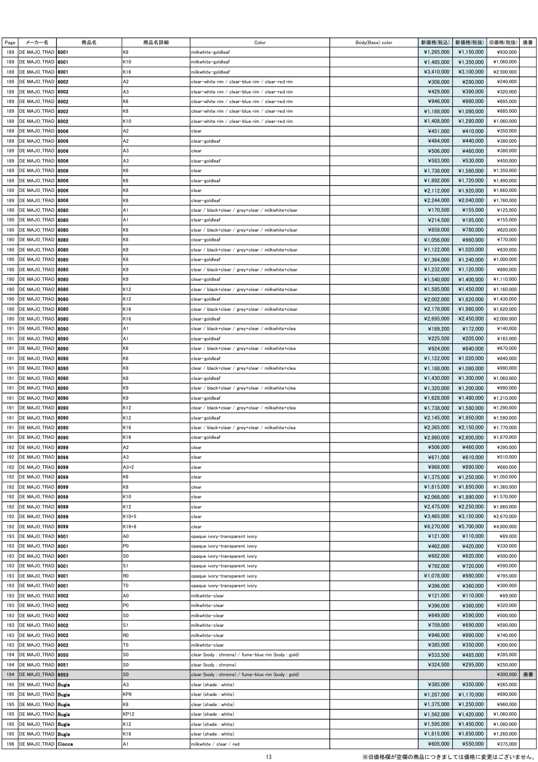| Page | メーカー名 | 商品名 | 商品名詳細 | Color | Body(Base) color | 新価格(税込) | 新価格(税抜) | 旧価格(税抜) | 廃番 |
|---|---|---|---|---|---|---|---|---|---|
| 189 | DE MAJO_TRAD | **8001** | K8 | milkwhite-goldleaf | | ¥1,265,000 | ¥1,150,000 | ¥930,000 | |
| 189 | DE MAJO_TRAD | **8001** | K10 | milkwhite-goldleaf | | ¥1,485,000 | ¥1,350,000 | ¥1,060,000 | |
| 189 | DE MAJO_TRAD | **8001** | K16 | milkwhite-goldleaf | | ¥3,410,000 | ¥3,100,000 | ¥2,500,000 | |
| 189 | DE MAJO_TRAD | **8002** | A2 | clear-white rim / clear-blue rim / clear-red rim | | ¥308,000 | ¥280,000 | ¥240,000 | |
| 189 | DE MAJO_TRAD | **8002** | A3 | clear-white rim / clear-blue rim / clear-red rim | | ¥429,000 | ¥390,000 | ¥320,000 | |
| 189 | DE MAJO_TRAD | **8002** | K6 | clear-white rim / clear-blue rim / clear-red rim | | ¥946,000 | ¥860,000 | ¥695,000 | |
| 189 | DE MAJO_TRAD | **8002** | K8 | clear-white rim / clear-blue rim / clear-red rim | | ¥1,188,000 | ¥1,080,000 | ¥885,000 | |
| 189 | DE MAJO_TRAD | **8002** | K10 | clear-white rim / clear-blue rim / clear-red rim | | ¥1,408,000 | ¥1,280,000 | ¥1,060,000 | |
| 189 | DE MAJO_TRAD | **8006** | A2 | clear | | ¥451,000 | ¥410,000 | ¥350,000 | |
| 189 | DE MAJO_TRAD | **8006** | A2 | clear-goldleaf | | ¥484,000 | ¥440,000 | ¥380,000 | |
| 189 | DE MAJO_TRAD | **8006** | A3 | clear | | ¥506,000 | ¥460,000 | ¥380,000 | |
| 189 | DE MAJO_TRAD | **8006** | A3 | clear-goldleaf | | ¥583,000 | ¥530,000 | ¥450,000 | |
| 189 | DE MAJO_TRAD | **8006** | K6 | clear | | ¥1,738,000 | ¥1,580,000 | ¥1,350,000 | |
| 189 | DE MAJO_TRAD | **8006** | K6 | clear-goldleaf | | ¥1,892,000 | ¥1,720,000 | ¥1,490,000 | |
| 189 | DE MAJO_TRAD | **8006** | K8 | clear | | ¥2,112,000 | ¥1,920,000 | ¥1,660,000 | |
| 189 | DE MAJO_TRAD | **8006** | K8 | clear-goldleaf | | ¥2,244,000 | ¥2,040,000 | ¥1,760,000 | |
| 190 | DE MAJO_TRAD | **8080** | A1 | clear / black+clear / grey+clear / milkwhite+clear | | ¥170,500 | ¥155,000 | ¥125,000 | |
| 190 | DE MAJO_TRAD | **8080** | A1 | clear-goldleaf | | ¥214,500 | ¥195,000 | ¥155,000 | |
| 190 | DE MAJO_TRAD | **8080** | K6 | clear / black+clear / grey+clear / milkwhite+clear | | ¥858,000 | ¥780,000 | ¥620,000 | |
| 190 | DE MAJO_TRAD | **8080** | K6 | clear-goldleaf | | ¥1,056,000 | ¥960,000 | ¥770,000 | |
| 190 | DE MAJO_TRAD | **8080** | K8 | clear / black+clear / grey+clear / milkwhite+clear | | ¥1,122,000 | ¥1,020,000 | ¥830,000 | |
| 190 | DE MAJO_TRAD | **8080** | K8 | clear-goldleaf | | ¥1,364,000 | ¥1,240,000 | ¥1,000,000 | |
| 190 | DE MAJO_TRAD | **8080** | K9 | clear / black+clear / grey+clear / milkwhite+clear | | ¥1,232,000 | ¥1,120,000 | ¥890,000 | |
| 190 | DE MAJO_TRAD | **8080** | K9 | clear-goldleaf | | ¥1,540,000 | ¥1,400,000 | ¥1,110,000 | |
| 190 | DE MAJO_TRAD | **8080** | K12 | clear / black+clear / grey+clear / milkwhite+clear | | ¥1,595,000 | ¥1,450,000 | ¥1,160,000 | |
| 190 | DE MAJO_TRAD | **8080** | K12 | clear-goldleaf | | ¥2,002,000 | ¥1,820,000 | ¥1,430,000 | |
| 190 | DE MAJO_TRAD | **8080** | K16 | clear / black+clear / grey+clear / milkwhite+clear | | ¥2,178,000 | ¥1,980,000 | ¥1,620,000 | |
| 190 | DE MAJO_TRAD | **8080** | K16 | clear-goldleaf | | ¥2,695,000 | ¥2,450,000 | ¥2,000,000 | |
| 191 | DE MAJO_TRAD | **8090** | A1 | clear / black+clear / grey+clear / milkwhite+clea | | ¥189,200 | ¥172,000 | ¥140,000 | |
| 191 | DE MAJO_TRAD | **8090** | A1 | clear-goldleaf | | ¥225,500 | ¥205,000 | ¥165,000 | |
| 191 | DE MAJO_TRAD | **8090** | K6 | clear / black+clear / grey+clear / milkwhite+clea | | ¥924,000 | ¥840,000 | ¥670,000 | |
| 191 | DE MAJO_TRAD | **8090** | K6 | clear-goldleaf | | ¥1,122,000 | ¥1,020,000 | ¥840,000 | |
| 191 | DE MAJO_TRAD | **8090** | K8 | clear / black+clear / grey+clear / milkwhite+clea | | ¥1,188,000 | ¥1,080,000 | ¥890,000 | |
| 191 | DE MAJO_TRAD | **8090** | K8 | clear-goldleaf | | ¥1,430,000 | ¥1,300,000 | ¥1,060,000 | |
| 191 | DE MAJO_TRAD | **8090** | K9 | clear / black+clear / grey+clear / milkwhite+clea | | ¥1,320,000 | ¥1,200,000 | ¥990,000 | |
| 191 | DE MAJO_TRAD | **8090** | K9 | clear-goldleaf | | ¥1,628,000 | ¥1,480,000 | ¥1,210,000 | |
| 191 | DE MAJO_TRAD | **8090** | K12 | clear / black+clear / grey+clear / milkwhite+clea | | ¥1,738,000 | ¥1,580,000 | ¥1,290,000 | |
| 191 | DE MAJO_TRAD | **8090** | K12 | clear-goldleaf | | ¥2,145,000 | ¥1,950,000 | ¥1,590,000 | |
| 191 | DE MAJO_TRAD | **8090** | K16 | clear / black+clear / grey+clear / milkwhite+clea | | ¥2,365,000 | ¥2,150,000 | ¥1,770,000 | |
| 191 | DE MAJO_TRAD | **8090** | K16 | clear-goldleaf | | ¥2,860,000 | ¥2,600,000 | ¥1,870,000 | |
| 192 | DE MAJO_TRAD | **8099** | A2 | clear | | ¥506,000 | ¥460,000 | ¥390,000 | |
| 192 | DE MAJO_TRAD | **8099** | A3 | clear | | ¥671,000 | ¥610,000 | ¥510,000 | |
| 192 | DE MAJO_TRAD | **8099** | A3+2 | clear | | ¥968,000 | ¥880,000 | ¥680,000 | |
| 192 | DE MAJO_TRAD | **8099** | K6 | clear | | ¥1,375,000 | ¥1,250,000 | ¥1,050,000 | |
| 192 | DE MAJO_TRAD | **8099** | K8 | clear | | ¥1,815,000 | ¥1,650,000 | ¥1,360,000 | |
| 192 | DE MAJO_TRAD | **8099** | K10 | clear | | ¥2,068,000 | ¥1,880,000 | ¥1,570,000 | |
| 192 | DE MAJO_TRAD | **8099** | K12 | clear | | ¥2,475,000 | ¥2,250,000 | ¥1,860,000 | |
| 192 | DE MAJO_TRAD | **8099** | K10+5 | clear | | ¥3,465,000 | ¥3,150,000 | ¥2,670,000 | |
| 192 | DE MAJO_TRAD | **8099** | K16+8 | clear | | ¥6,270,000 | ¥5,700,000 | ¥4,800,000 | |
| 193 | DE MAJO_TRAD | **9001** | A0 | opaque ivory-transparent ivory | | ¥121,000 | ¥110,000 | ¥89,000 | |
| 193 | DE MAJO_TRAD | **9001** | P0 | opaque ivory-transparent ivory | | ¥462,000 | ¥420,000 | ¥330,000 | |
| 193 | DE MAJO_TRAD | **9001** | S0 | opaque ivory-transparent ivory | | ¥682,000 | ¥620,000 | ¥500,000 | |
| 193 | DE MAJO_TRAD | **9001** | S1 | opaque ivory-transparent ivory | | ¥792,000 | ¥720,000 | ¥590,000 | |
| 193 | DE MAJO_TRAD | **9001** | R0 | opaque ivory-transparent ivory | | ¥1,078,000 | ¥980,000 | ¥795,000 | |
| 193 | DE MAJO_TRAD | **9001** | T0 | opaque ivory-transparent ivory | | ¥396,000 | ¥360,000 | ¥300,000 | |
| 193 | DE MAJO_TRAD | **9002** | A0 | milkwhite-clear | | ¥121,000 | ¥110,000 | ¥89,000 | |
| 193 | DE MAJO_TRAD | **9002** | P0 | milkwhite-clear | | ¥396,000 | ¥360,000 | ¥320,000 | |
| 193 | DE MAJO_TRAD | **9002** | S0 | milkwhite-clear | | ¥649,000 | ¥590,000 | ¥500,000 | |
| 193 | DE MAJO_TRAD | **9002** | S1 | milkwhite-clear | | ¥759,000 | ¥690,000 | ¥590,000 | |
| 193 | DE MAJO_TRAD | **9002** | R0 | milkwhite-clear | | ¥946,000 | ¥860,000 | ¥740,000 | |
| 193 | DE MAJO_TRAD | **9002** | T0 | milkwhite-clear | | ¥385,000 | ¥350,000 | ¥300,000 | |
| 194 | DE MAJO_TRAD | **9050** | S0 | clear (body : chrome) / fume-blue rim (body : gold) | | ¥533,500 | ¥485,000 | ¥395,000 | |
| 194 | DE MAJO_TRAD | **9051** | S0 | clear (body : chrome) | | ¥324,500 | ¥295,000 | ¥250,000 | |
| 194 | DE MAJO_TRAD | **9053** | S0 | clear (body : chrome) / fume-blue rim (body : gold) | | | | ¥300,000 | 廃番 |
| 195 | DE MAJO_TRAD | **Bugia** | A3 | clear (shade : white) | | ¥385,000 | ¥350,000 | ¥265,000 | |
| 195 | DE MAJO_TRAD | **Bugia** | KP8 | clear (shade : white) | | ¥1,287,000 | ¥1,170,000 | ¥890,000 | |
| 195 | DE MAJO_TRAD | **Bugia** | K8 | clear (shade : white) | | ¥1,375,000 | ¥1,250,000 | ¥960,000 | |
| 195 | DE MAJO_TRAD | **Bugia** | KP12 | clear (shade : white) | | ¥1,562,000 | ¥1,420,000 | ¥1,060,000 | |
| 195 | DE MAJO_TRAD | **Bugia** | K12 | clear (shade : white) | | ¥1,595,000 | ¥1,450,000 | ¥1,080,000 | |
| 195 | DE MAJO_TRAD | **Bugia** | K16 | clear (shade : white) | | ¥1,815,000 | ¥1,650,000 | ¥1,260,000 | |
| 196 | DE MAJO_TRAD | **Ciocca** | A1 | milkwhite / clear / red | | ¥605,000 | ¥550,000 | ¥375,000 | |

※旧価格欄が空欄の商品につきましては価格に変更はございません。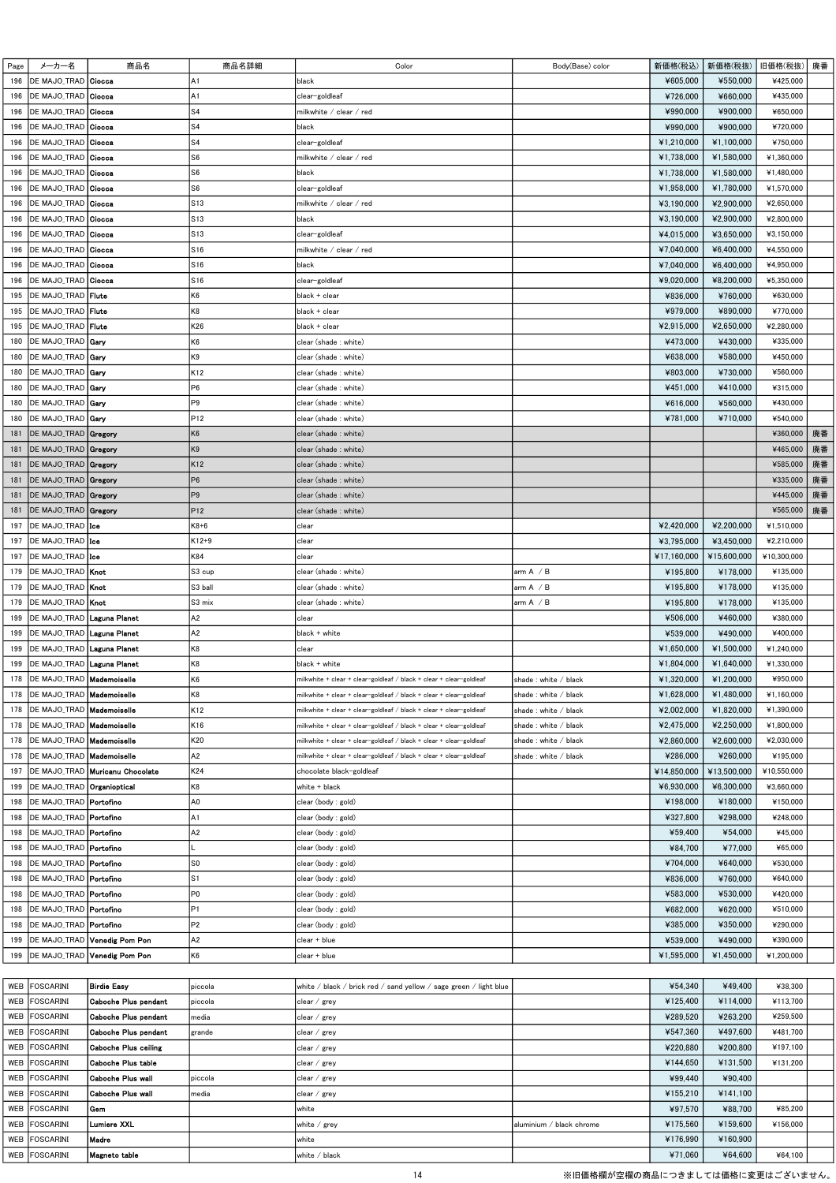| Page | メーカー名 | 商品名 | 商品名詳細 | Color | Body(Base) color | 新価格(税込) | 新価格(税抜) | 旧価格(税抜) | 廃番 |
|---|---|---|---|---|---|---|---|---|---|
| 196 | DE MAJO_TRAD | Ciocca | A1 | black | | ¥605,000 | ¥550,000 | ¥425,000 | |
| 196 | DE MAJO_TRAD | Ciocca | A1 | clear-goldleaf | | ¥726,000 | ¥660,000 | ¥435,000 | |
| 196 | DE MAJO_TRAD | Ciocca | S4 | milkwhite / clear / red | | ¥990,000 | ¥900,000 | ¥650,000 | |
| 196 | DE MAJO_TRAD | Ciocca | S4 | black | | ¥990,000 | ¥900,000 | ¥720,000 | |
| 196 | DE MAJO_TRAD | Ciocca | S4 | clear-goldleaf | | ¥1,210,000 | ¥1,100,000 | ¥750,000 | |
| 196 | DE MAJO_TRAD | Ciocca | S6 | milkwhite / clear / red | | ¥1,738,000 | ¥1,580,000 | ¥1,360,000 | |
| 196 | DE MAJO_TRAD | Ciocca | S6 | black | | ¥1,738,000 | ¥1,580,000 | ¥1,480,000 | |
| 196 | DE MAJO_TRAD | Ciocca | S6 | clear-goldleaf | | ¥1,958,000 | ¥1,780,000 | ¥1,570,000 | |
| 196 | DE MAJO_TRAD | Ciocca | S13 | milkwhite / clear / red | | ¥3,190,000 | ¥2,900,000 | ¥2,650,000 | |
| 196 | DE MAJO_TRAD | Ciocca | S13 | black | | ¥3,190,000 | ¥2,900,000 | ¥2,800,000 | |
| 196 | DE MAJO_TRAD | Ciocca | S13 | clear-goldleaf | | ¥4,015,000 | ¥3,650,000 | ¥3,150,000 | |
| 196 | DE MAJO_TRAD | Ciocca | S16 | milkwhite / clear / red | | ¥7,040,000 | ¥6,400,000 | ¥4,550,000 | |
| 196 | DE MAJO_TRAD | Ciocca | S16 | black | | ¥7,040,000 | ¥6,400,000 | ¥4,950,000 | |
| 196 | DE MAJO_TRAD | Ciocca | S16 | clear-goldleaf | | ¥9,020,000 | ¥8,200,000 | ¥5,350,000 | |
| 195 | DE MAJO_TRAD | Flute | K6 | black + clear | | ¥836,000 | ¥760,000 | ¥630,000 | |
| 195 | DE MAJO_TRAD | Flute | K8 | black + clear | | ¥979,000 | ¥890,000 | ¥770,000 | |
| 195 | DE MAJO_TRAD | Flute | K26 | black + clear | | ¥2,915,000 | ¥2,650,000 | ¥2,280,000 | |
| 180 | DE MAJO_TRAD | Gary | K6 | clear (shade : white) | | ¥473,000 | ¥430,000 | ¥335,000 | |
| 180 | DE MAJO_TRAD | Gary | K9 | clear (shade : white) | | ¥638,000 | ¥580,000 | ¥450,000 | |
| 180 | DE MAJO_TRAD | Gary | K12 | clear (shade : white) | | ¥803,000 | ¥730,000 | ¥560,000 | |
| 180 | DE MAJO_TRAD | Gary | P6 | clear (shade : white) | | ¥451,000 | ¥410,000 | ¥315,000 | |
| 180 | DE MAJO_TRAD | Gary | P9 | clear (shade : white) | | ¥616,000 | ¥560,000 | ¥430,000 | |
| 180 | DE MAJO_TRAD | Gary | P12 | clear (shade : white) | | ¥781,000 | ¥710,000 | ¥540,000 | |
| 181 | DE MAJO_TRAD | Gregory | K6 | clear (shade : white) | | | | ¥360,000 | 廃番 |
| 181 | DE MAJO_TRAD | Gregory | K9 | clear (shade : white) | | | | ¥465,000 | 廃番 |
| 181 | DE MAJO_TRAD | Gregory | K12 | clear (shade : white) | | | | ¥585,000 | 廃番 |
| 181 | DE MAJO_TRAD | Gregory | P6 | clear (shade : white) | | | | ¥335,000 | 廃番 |
| 181 | DE MAJO_TRAD | Gregory | P9 | clear (shade : white) | | | | ¥445,000 | 廃番 |
| 181 | DE MAJO_TRAD | Gregory | P12 | clear (shade : white) | | | | ¥565,000 | 廃番 |
| 197 | DE MAJO_TRAD | Ice | K8+6 | clear | | ¥2,420,000 | ¥2,200,000 | ¥1,510,000 | |
| 197 | DE MAJO_TRAD | Ice | K12+9 | clear | | ¥3,795,000 | ¥3,450,000 | ¥2,210,000 | |
| 197 | DE MAJO_TRAD | Ice | K84 | clear | | ¥17,160,000 | ¥15,600,000 | ¥10,300,000 | |
| 179 | DE MAJO_TRAD | Knot | S3 cup | clear (shade : white) | arm A / B | ¥195,800 | ¥178,000 | ¥135,000 | |
| 179 | DE MAJO_TRAD | Knot | S3 ball | clear (shade : white) | arm A / B | ¥195,800 | ¥178,000 | ¥135,000 | |
| 179 | DE MAJO_TRAD | Knot | S3 mix | clear (shade : white) | arm A / B | ¥195,800 | ¥178,000 | ¥135,000 | |
| 199 | DE MAJO_TRAD | Laguna Planet | A2 | clear | | ¥506,000 | ¥460,000 | ¥380,000 | |
| 199 | DE MAJO_TRAD | Laguna Planet | A2 | black + white | | ¥539,000 | ¥490,000 | ¥400,000 | |
| 199 | DE MAJO_TRAD | Laguna Planet | K8 | clear | | ¥1,650,000 | ¥1,500,000 | ¥1,240,000 | |
| 199 | DE MAJO_TRAD | Laguna Planet | K8 | black + white | | ¥1,804,000 | ¥1,640,000 | ¥1,330,000 | |
| 178 | DE MAJO_TRAD | Mademoiselle | K6 | milkwhite + clear + clear-goldleaf / black + clear + clear-goldleaf | shade : white / black | ¥1,320,000 | ¥1,200,000 | ¥950,000 | |
| 178 | DE MAJO_TRAD | Mademoiselle | K8 | milkwhite + clear + clear-goldleaf / black + clear + clear-goldleaf | shade : white / black | ¥1,628,000 | ¥1,480,000 | ¥1,160,000 | |
| 178 | DE MAJO_TRAD | Mademoiselle | K12 | milkwhite + clear + clear-goldleaf / black + clear + clear-goldleaf | shade : white / black | ¥2,002,000 | ¥1,820,000 | ¥1,390,000 | |
| 178 | DE MAJO_TRAD | Mademoiselle | K16 | milkwhite + clear + clear-goldleaf / black + clear + clear-goldleaf | shade : white / black | ¥2,475,000 | ¥2,250,000 | ¥1,800,000 | |
| 178 | DE MAJO_TRAD | Mademoiselle | K20 | milkwhite + clear + clear-goldleaf / black + clear + clear-goldleaf | shade : white / black | ¥2,860,000 | ¥2,600,000 | ¥2,030,000 | |
| 178 | DE MAJO_TRAD | Mademoiselle | A2 | milkwhite + clear + clear-goldleaf / black + clear + clear-goldleaf | shade : white / black | ¥286,000 | ¥260,000 | ¥195,000 | |
| 197 | DE MAJO_TRAD | Muricanu Chocolate | K24 | chocolate black-goldleaf | | ¥14,850,000 | ¥13,500,000 | ¥10,550,000 | |
| 199 | DE MAJO_TRAD | Organioptical | K8 | white + black | | ¥6,930,000 | ¥6,300,000 | ¥3,660,000 | |
| 198 | DE MAJO_TRAD | Portofino | A0 | clear (body : gold) | | ¥198,000 | ¥180,000 | ¥150,000 | |
| 198 | DE MAJO_TRAD | Portofino | A1 | clear (body : gold) | | ¥327,800 | ¥298,000 | ¥248,000 | |
| 198 | DE MAJO_TRAD | Portofino | A2 | clear (body : gold) | | ¥59,400 | ¥54,000 | ¥45,000 | |
| 198 | DE MAJO_TRAD | Portofino | L | clear (body : gold) | | ¥84,700 | ¥77,000 | ¥65,000 | |
| 198 | DE MAJO_TRAD | Portofino | S0 | clear (body : gold) | | ¥704,000 | ¥640,000 | ¥530,000 | |
| 198 | DE MAJO_TRAD | Portofino | S1 | clear (body : gold) | | ¥836,000 | ¥760,000 | ¥640,000 | |
| 198 | DE MAJO_TRAD | Portofino | P0 | clear (body : gold) | | ¥583,000 | ¥530,000 | ¥420,000 | |
| 198 | DE MAJO_TRAD | Portofino | P1 | clear (body : gold) | | ¥682,000 | ¥620,000 | ¥510,000 | |
| 198 | DE MAJO_TRAD | Portofino | P2 | clear (body : gold) | | ¥385,000 | ¥350,000 | ¥290,000 | |
| 199 | DE MAJO_TRAD | Venedig Pom Pon | A2 | clear + blue | | ¥539,000 | ¥490,000 | ¥390,000 | |
| 199 | DE MAJO_TRAD | Venedig Pom Pon | K6 | clear + blue | | ¥1,595,000 | ¥1,450,000 | ¥1,200,000 | |
| | | | | | | | | | |
| WEB | FOSCARINI | Birdie Easy | piccola | white / black / brick red / sand yellow / sage green / light blue | | ¥54,340 | ¥49,400 | ¥38,300 | |
| WEB | FOSCARINI | Caboche Plus pendant | piccola | clear / grey | | ¥125,400 | ¥114,000 | ¥113,700 | |
| WEB | FOSCARINI | Caboche Plus pendant | media | clear / grey | | ¥289,520 | ¥263,200 | ¥259,500 | |
| WEB | FOSCARINI | Caboche Plus pendant | grande | clear / grey | | ¥547,360 | ¥497,600 | ¥481,700 | |
| WEB | FOSCARINI | Caboche Plus ceiling | | clear / grey | | ¥220,880 | ¥200,800 | ¥197,100 | |
| WEB | FOSCARINI | Caboche Plus table | | clear / grey | | ¥144,650 | ¥131,500 | ¥131,200 | |
| WEB | FOSCARINI | Caboche Plus wall | piccola | clear / grey | | ¥99,440 | ¥90,400 | | |
| WEB | FOSCARINI | Caboche Plus wall | media | clear / grey | | ¥155,210 | ¥141,100 | | |
| WEB | FOSCARINI | Gem | | white | | ¥97,570 | ¥88,700 | ¥85,200 | |
| WEB | FOSCARINI | Lumiere XXL | | white / grey | aluminium / black chrome | ¥175,560 | ¥159,600 | ¥156,000 | |
| WEB | FOSCARINI | Madre | | white | | ¥176,990 | ¥160,900 | | |
| WEB | FOSCARINI | Magneto table | | white / black | | ¥71,060 | ¥64,600 | ¥64,100 | |

※旧価格欄が空欄の商品につきましては価格に変更はございません。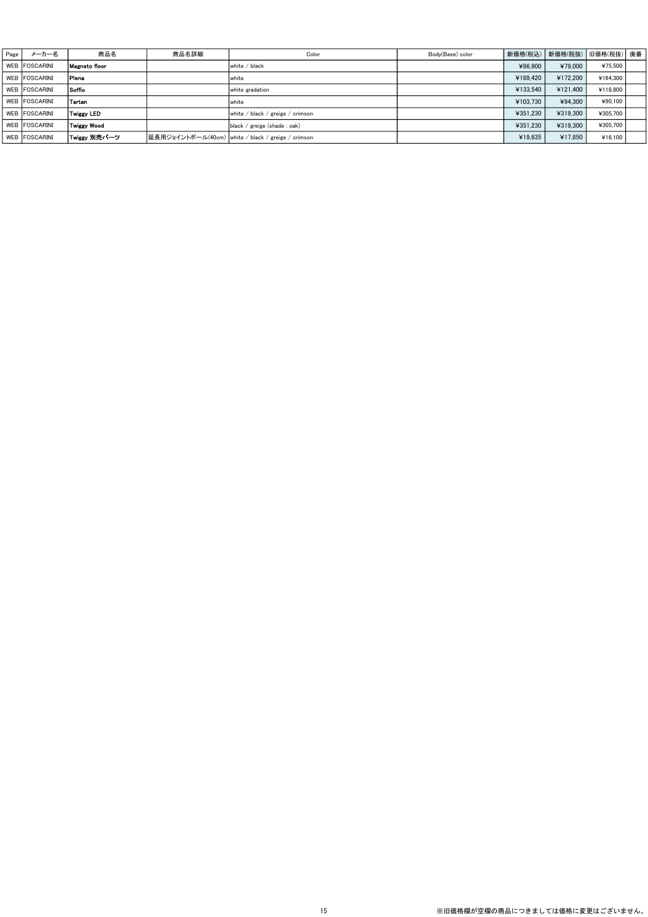| Page | メーカー名 | 商品名 | 商品名詳細 | Color | Body(Base) color | 新価格(税込) | 新価格(税抜) | 旧価格(税抜) | 廃番 |
|---|---|---|---|---|---|---|---|---|---|
| WEB | FOSCARINI | **Magneto floor** | | white / black | | ¥86,900 | ¥79,000 | ¥75,500 | |
| WEB | FOSCARINI | **Plena** | | white | | ¥189,420 | ¥172,200 | ¥164,300 | |
| WEB | FOSCARINI | **Soffio** | | white gradation | | ¥133,540 | ¥121,400 | ¥118,800 | |
| WEB | FOSCARINI | **Tartan** | | white | | ¥103,730 | ¥94,300 | ¥90,100 | |
| WEB | FOSCARINI | **Twiggy LED** | | white / black / greige / crimson | | ¥351,230 | ¥319,300 | ¥305,700 | |
| WEB | FOSCARINI | **Twiggy Wood** | | black / greige (shade : oak) | | ¥351,230 | ¥319,300 | ¥305,700 | |
| WEB | FOSCARINI | **Twiggy 別売パーツ** | 延長用ジョイントポール(40cm) | white / black / greige / crimson | | ¥19,635 | ¥17,850 | ¥16,100 | |

※旧価格欄が空欄の商品につきましては価格に変更はございません。